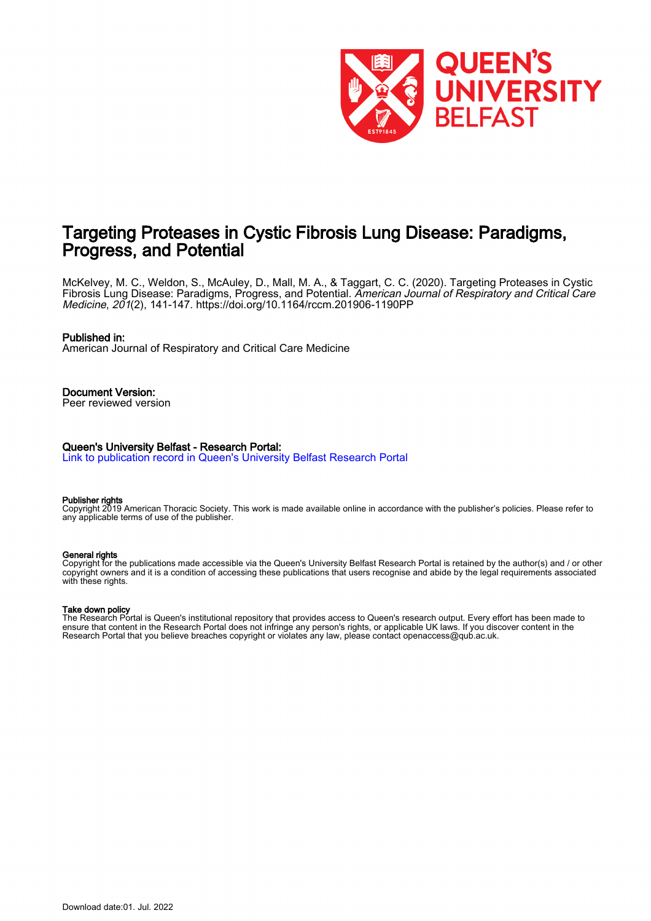# Targeting Proteases in Cystic Fibrosis Lung Disease: Paradigms, Progress, and Potential

McKelvey, M. C., Weldon, S., McAuley, D., Mall, M. A., & Taggart, C. C. (2020). Targeting Proteases in Cystic Fibrosis Lung Disease: Paradigms, Progress, and Potential. *American Journal of Respiratory and Critical Care Medicine*, *201*(2), 141-147. https://doi.org/10.1164/rccm.201906-1190PP

**Published in:**
American Journal of Respiratory and Critical Care Medicine

**Document Version:**
Peer reviewed version

**Queen's University Belfast - Research Portal:**
[Link to publication record in Queen's University Belfast Research Portal]

**Publisher rights**
Copyright 2019 American Thoracic Society. This work is made available online in accordance with the publisher's policies. Please refer to any applicable terms of use of the publisher.

**General rights**
Copyright for the publications made accessible via the Queen's University Belfast Research Portal is retained by the author(s) and / or other copyright owners and it is a condition of accessing these publications that users recognise and abide by the legal requirements associated with these rights.

**Take down policy**
The Research Portal is Queen's institutional repository that provides access to Queen's research output. Every effort has been made to ensure that content in the Research Portal does not infringe any person's rights, or applicable UK laws. If you discover content in the Research Portal that you believe breaches copyright or violates any law, please contact openaccess@qub.ac.uk.

Download date:01. Jul. 2022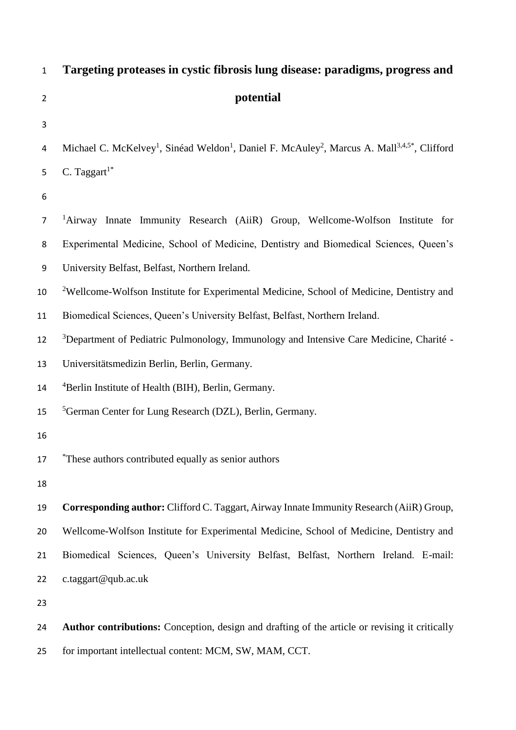# Targeting proteases in cystic fibrosis lung disease: paradigms, progress and potential

Michael C. McKelvey[1], Sinéad Weldon[1], Daniel F. McAuley[2], Marcus A. Mall[3,4,5*], Clifford C. Taggart[1*]

[1]Airway Innate Immunity Research (AiiR) Group, Wellcome-Wolfson Institute for Experimental Medicine, School of Medicine, Dentistry and Biomedical Sciences, Queen's University Belfast, Belfast, Northern Ireland.

[2]Wellcome-Wolfson Institute for Experimental Medicine, School of Medicine, Dentistry and Biomedical Sciences, Queen's University Belfast, Belfast, Northern Ireland.

[3]Department of Pediatric Pulmonology, Immunology and Intensive Care Medicine, Charité - Universitätsmedizin Berlin, Berlin, Germany.

[4]Berlin Institute of Health (BIH), Berlin, Germany.

[5]German Center for Lung Research (DZL), Berlin, Germany.

[*]These authors contributed equally as senior authors

**Corresponding author:** Clifford C. Taggart, Airway Innate Immunity Research (AiiR) Group, Wellcome-Wolfson Institute for Experimental Medicine, School of Medicine, Dentistry and Biomedical Sciences, Queen's University Belfast, Belfast, Northern Ireland. E-mail: c.taggart@qub.ac.uk

**Author contributions:** Conception, design and drafting of the article or revising it critically for important intellectual content: MCM, SW, MAM, CCT.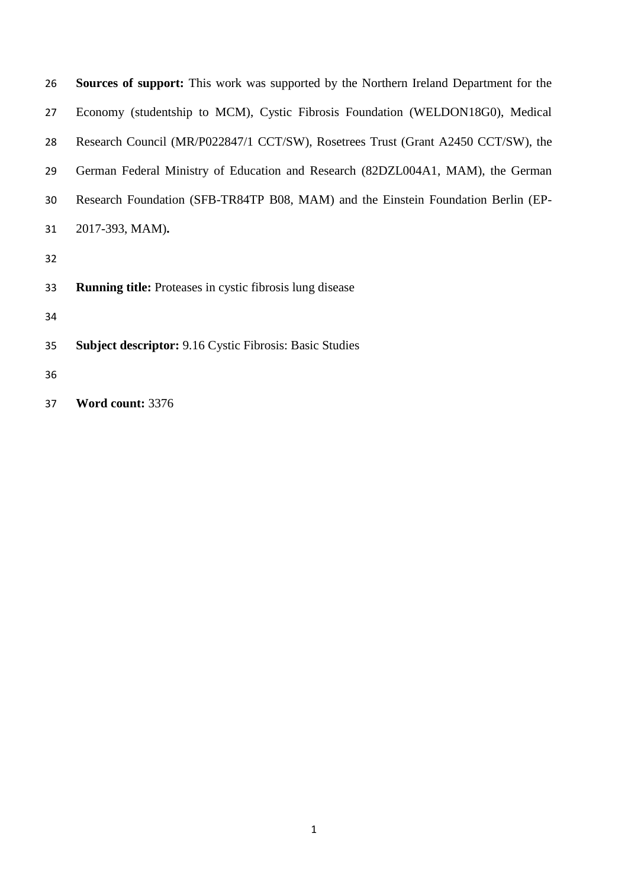**Sources of support:** This work was supported by the Northern Ireland Department for the Economy (studentship to MCM), Cystic Fibrosis Foundation (WELDON18G0), Medical Research Council (MR/P022847/1 CCT/SW), Rosetrees Trust (Grant A2450 CCT/SW), the German Federal Ministry of Education and Research (82DZL004A1, MAM), the German Research Foundation (SFB-TR84TP B08, MAM) and the Einstein Foundation Berlin (EP-2017-393, MAM)**.**

**Running title:** Proteases in cystic fibrosis lung disease

**Subject descriptor:** 9.16 Cystic Fibrosis: Basic Studies

**Word count:** 3376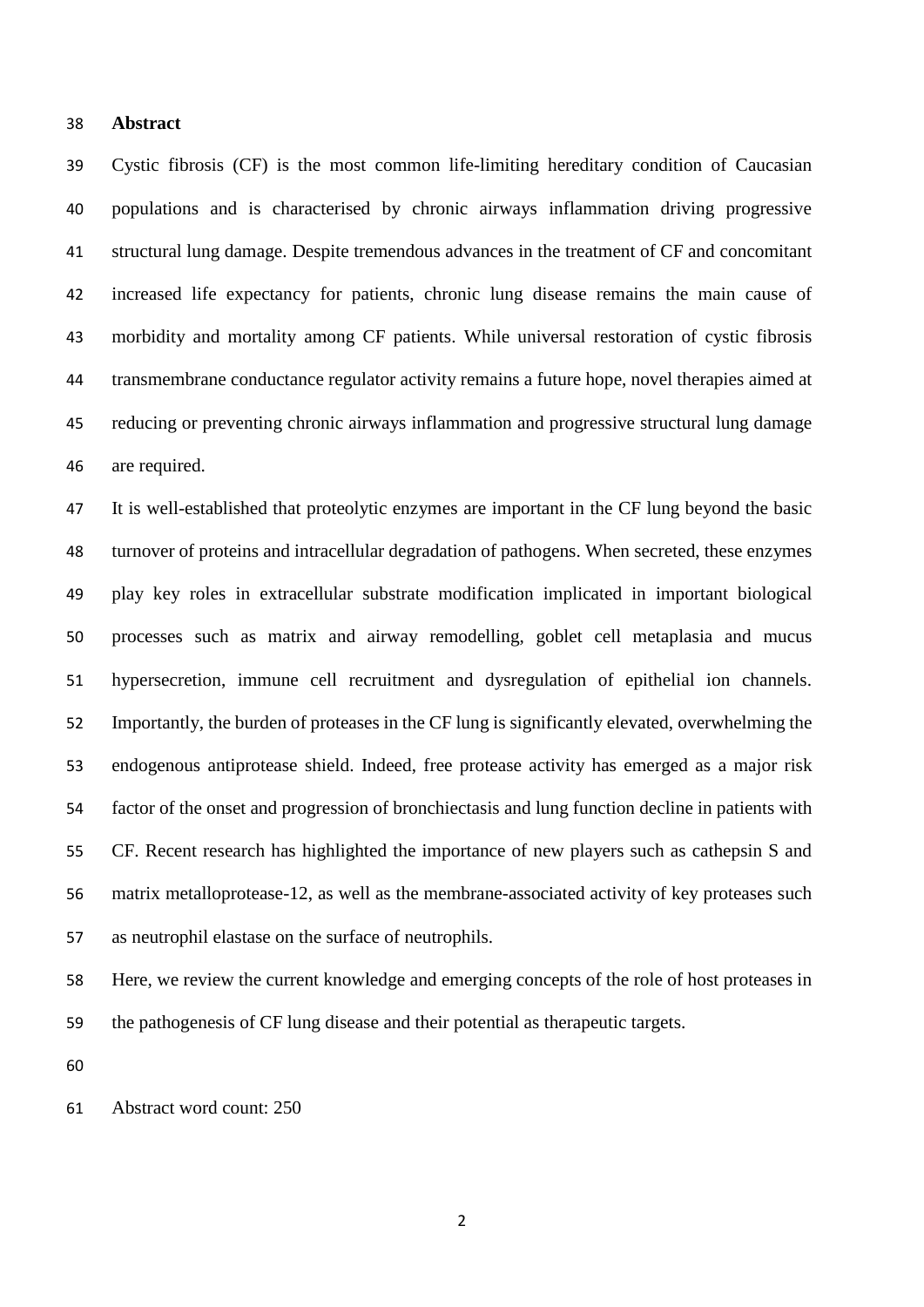## Abstract

Cystic fibrosis (CF) is the most common life-limiting hereditary condition of Caucasian populations and is characterised by chronic airways inflammation driving progressive structural lung damage. Despite tremendous advances in the treatment of CF and concomitant increased life expectancy for patients, chronic lung disease remains the main cause of morbidity and mortality among CF patients. While universal restoration of cystic fibrosis transmembrane conductance regulator activity remains a future hope, novel therapies aimed at reducing or preventing chronic airways inflammation and progressive structural lung damage are required.

It is well-established that proteolytic enzymes are important in the CF lung beyond the basic turnover of proteins and intracellular degradation of pathogens. When secreted, these enzymes play key roles in extracellular substrate modification implicated in important biological processes such as matrix and airway remodelling, goblet cell metaplasia and mucus hypersecretion, immune cell recruitment and dysregulation of epithelial ion channels. Importantly, the burden of proteases in the CF lung is significantly elevated, overwhelming the endogenous antiprotease shield. Indeed, free protease activity has emerged as a major risk factor of the onset and progression of bronchiectasis and lung function decline in patients with CF. Recent research has highlighted the importance of new players such as cathepsin S and matrix metalloprotease-12, as well as the membrane-associated activity of key proteases such as neutrophil elastase on the surface of neutrophils.

Here, we review the current knowledge and emerging concepts of the role of host proteases in the pathogenesis of CF lung disease and their potential as therapeutic targets.

Abstract word count: 250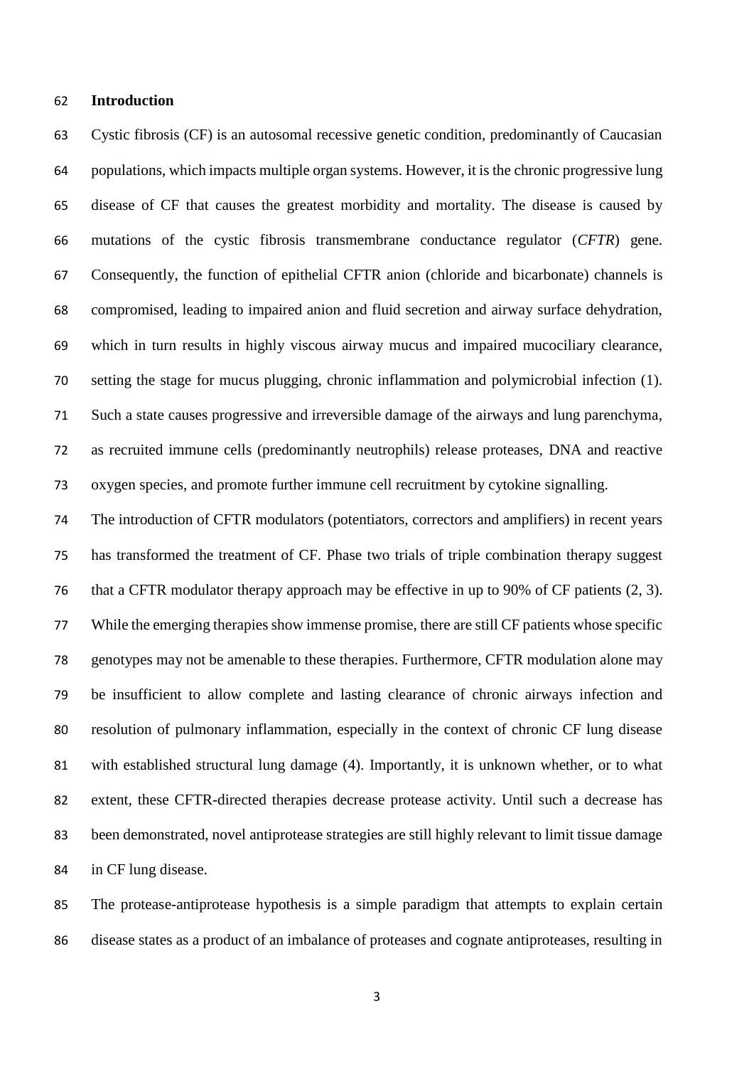## Introduction

Cystic fibrosis (CF) is an autosomal recessive genetic condition, predominantly of Caucasian populations, which impacts multiple organ systems. However, it is the chronic progressive lung disease of CF that causes the greatest morbidity and mortality. The disease is caused by mutations of the cystic fibrosis transmembrane conductance regulator (*CFTR*) gene. Consequently, the function of epithelial CFTR anion (chloride and bicarbonate) channels is compromised, leading to impaired anion and fluid secretion and airway surface dehydration, which in turn results in highly viscous airway mucus and impaired mucociliary clearance, setting the stage for mucus plugging, chronic inflammation and polymicrobial infection (1). Such a state causes progressive and irreversible damage of the airways and lung parenchyma, as recruited immune cells (predominantly neutrophils) release proteases, DNA and reactive oxygen species, and promote further immune cell recruitment by cytokine signalling.

The introduction of CFTR modulators (potentiators, correctors and amplifiers) in recent years has transformed the treatment of CF. Phase two trials of triple combination therapy suggest that a CFTR modulator therapy approach may be effective in up to 90% of CF patients (2, 3). While the emerging therapies show immense promise, there are still CF patients whose specific genotypes may not be amenable to these therapies. Furthermore, CFTR modulation alone may be insufficient to allow complete and lasting clearance of chronic airways infection and resolution of pulmonary inflammation, especially in the context of chronic CF lung disease with established structural lung damage (4). Importantly, it is unknown whether, or to what extent, these CFTR-directed therapies decrease protease activity. Until such a decrease has been demonstrated, novel antiprotease strategies are still highly relevant to limit tissue damage in CF lung disease.

The protease-antiprotease hypothesis is a simple paradigm that attempts to explain certain disease states as a product of an imbalance of proteases and cognate antiproteases, resulting in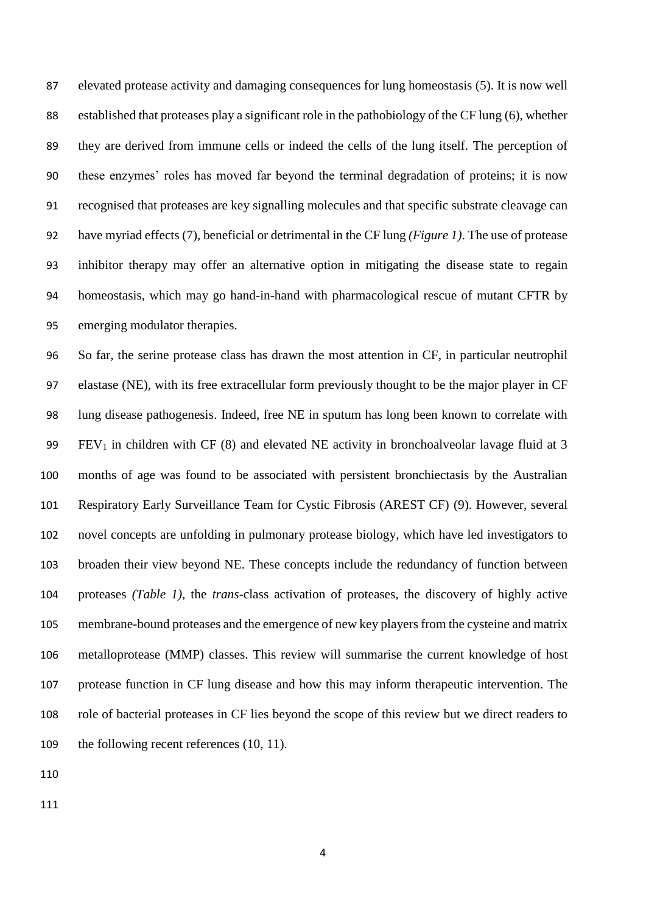elevated protease activity and damaging consequences for lung homeostasis (5). It is now well established that proteases play a significant role in the pathobiology of the CF lung (6), whether they are derived from immune cells or indeed the cells of the lung itself. The perception of these enzymes' roles has moved far beyond the terminal degradation of proteins; it is now recognised that proteases are key signalling molecules and that specific substrate cleavage can have myriad effects (7), beneficial or detrimental in the CF lung *(Figure 1)*. The use of protease inhibitor therapy may offer an alternative option in mitigating the disease state to regain homeostasis, which may go hand-in-hand with pharmacological rescue of mutant CFTR by emerging modulator therapies.

So far, the serine protease class has drawn the most attention in CF, in particular neutrophil elastase (NE), with its free extracellular form previously thought to be the major player in CF lung disease pathogenesis. Indeed, free NE in sputum has long been known to correlate with $FEV_1$ in children with CF (8) and elevated NE activity in bronchoalveolar lavage fluid at 3 months of age was found to be associated with persistent bronchiectasis by the Australian Respiratory Early Surveillance Team for Cystic Fibrosis (AREST CF) (9). However, several novel concepts are unfolding in pulmonary protease biology, which have led investigators to broaden their view beyond NE. These concepts include the redundancy of function between proteases *(Table 1)*, the *trans*-class activation of proteases, the discovery of highly active membrane-bound proteases and the emergence of new key players from the cysteine and matrix metalloprotease (MMP) classes. This review will summarise the current knowledge of host protease function in CF lung disease and how this may inform therapeutic intervention. The role of bacterial proteases in CF lies beyond the scope of this review but we direct readers to the following recent references (10, 11).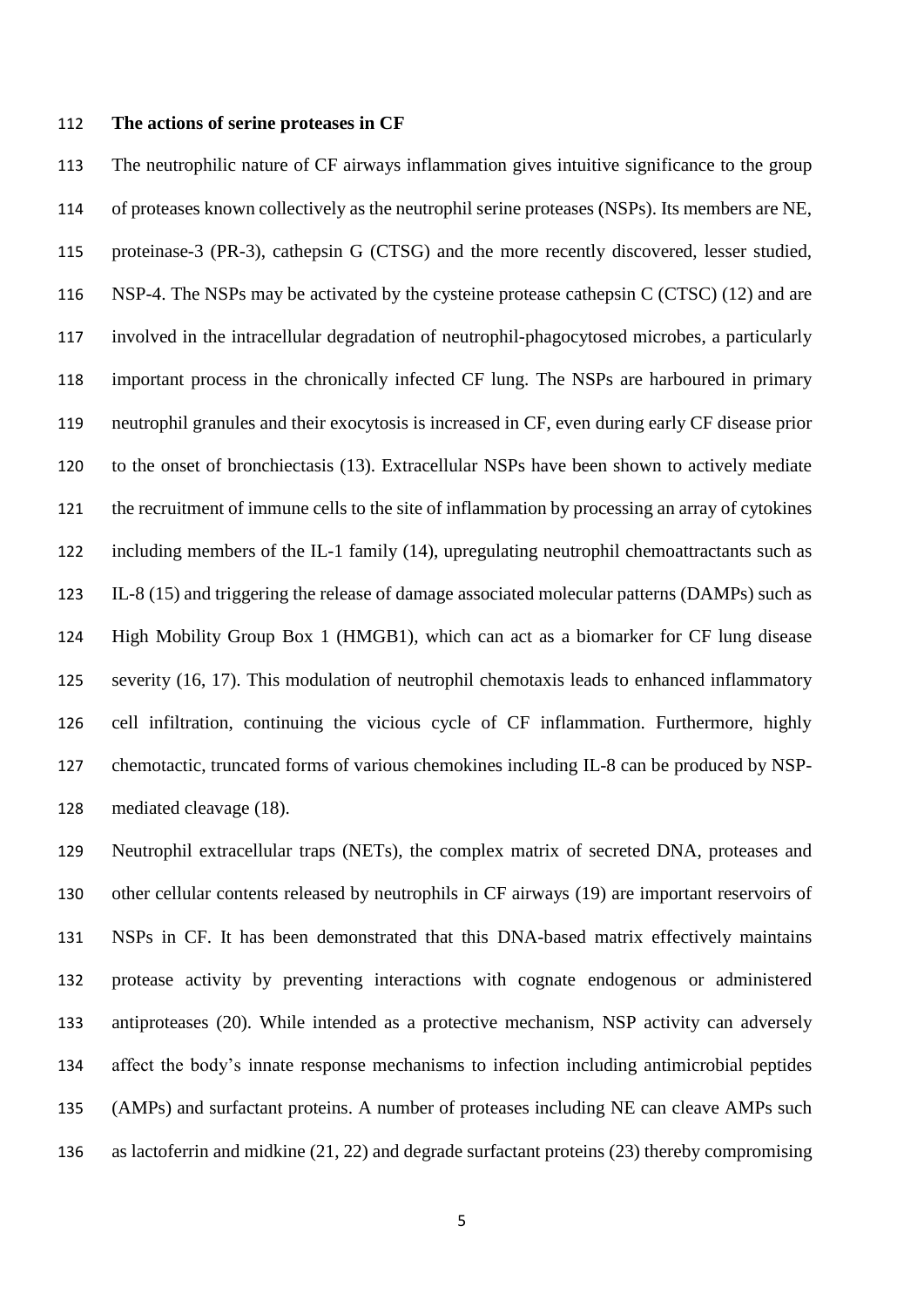**The actions of serine proteases in CF**

The neutrophilic nature of CF airways inflammation gives intuitive significance to the group of proteases known collectively as the neutrophil serine proteases (NSPs). Its members are NE, proteinase-3 (PR-3), cathepsin G (CTSG) and the more recently discovered, lesser studied, NSP-4. The NSPs may be activated by the cysteine protease cathepsin C (CTSC) (12) and are involved in the intracellular degradation of neutrophil-phagocytosed microbes, a particularly important process in the chronically infected CF lung. The NSPs are harboured in primary neutrophil granules and their exocytosis is increased in CF, even during early CF disease prior to the onset of bronchiectasis (13). Extracellular NSPs have been shown to actively mediate the recruitment of immune cells to the site of inflammation by processing an array of cytokines including members of the IL-1 family (14), upregulating neutrophil chemoattractants such as IL-8 (15) and triggering the release of damage associated molecular patterns (DAMPs) such as High Mobility Group Box 1 (HMGB1), which can act as a biomarker for CF lung disease severity (16, 17). This modulation of neutrophil chemotaxis leads to enhanced inflammatory cell infiltration, continuing the vicious cycle of CF inflammation. Furthermore, highly chemotactic, truncated forms of various chemokines including IL-8 can be produced by NSP-mediated cleavage (18).

Neutrophil extracellular traps (NETs), the complex matrix of secreted DNA, proteases and other cellular contents released by neutrophils in CF airways (19) are important reservoirs of NSPs in CF. It has been demonstrated that this DNA-based matrix effectively maintains protease activity by preventing interactions with cognate endogenous or administered antiproteases (20). While intended as a protective mechanism, NSP activity can adversely affect the body's innate response mechanisms to infection including antimicrobial peptides (AMPs) and surfactant proteins. A number of proteases including NE can cleave AMPs such as lactoferrin and midkine (21, 22) and degrade surfactant proteins (23) thereby compromising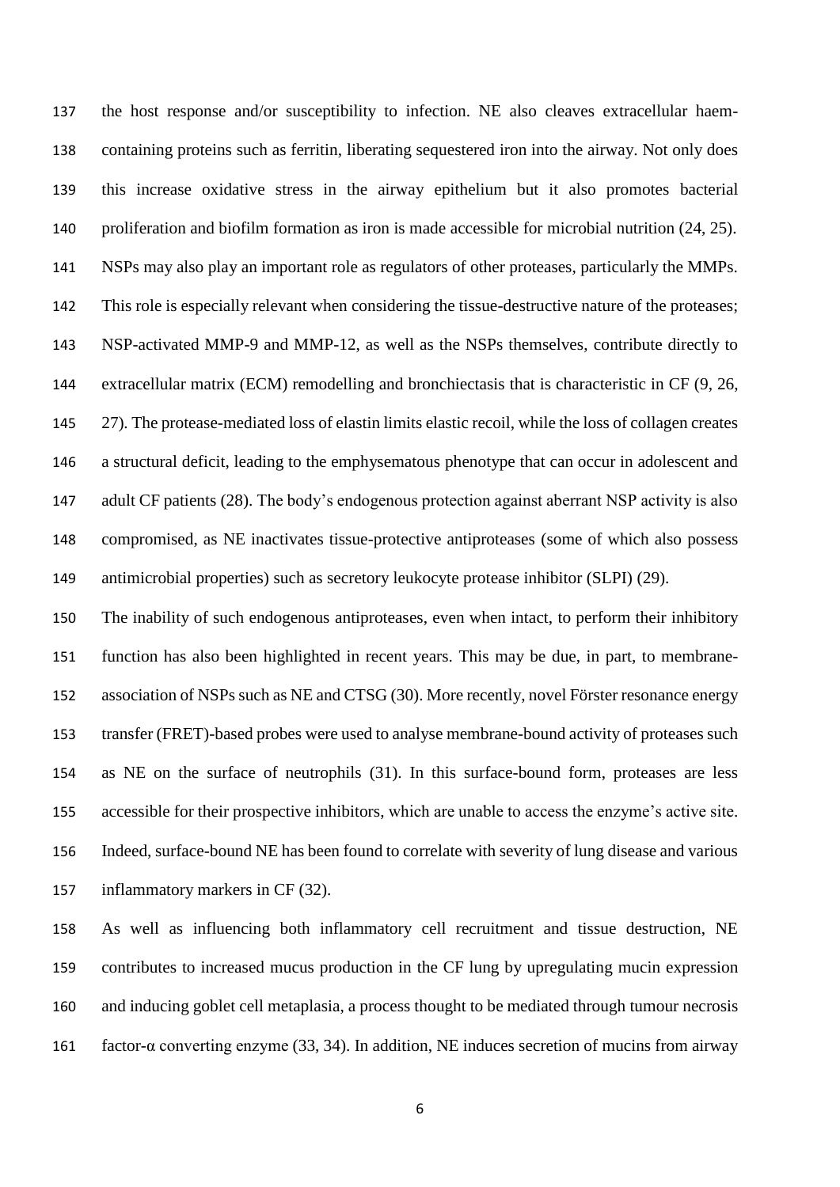the host response and/or susceptibility to infection. NE also cleaves extracellular haem-containing proteins such as ferritin, liberating sequestered iron into the airway. Not only does this increase oxidative stress in the airway epithelium but it also promotes bacterial proliferation and biofilm formation as iron is made accessible for microbial nutrition (24, 25). NSPs may also play an important role as regulators of other proteases, particularly the MMPs. This role is especially relevant when considering the tissue-destructive nature of the proteases; NSP-activated MMP-9 and MMP-12, as well as the NSPs themselves, contribute directly to extracellular matrix (ECM) remodelling and bronchiectasis that is characteristic in CF (9, 26, 27). The protease-mediated loss of elastin limits elastic recoil, while the loss of collagen creates a structural deficit, leading to the emphysematous phenotype that can occur in adolescent and adult CF patients (28). The body's endogenous protection against aberrant NSP activity is also compromised, as NE inactivates tissue-protective antiproteases (some of which also possess antimicrobial properties) such as secretory leukocyte protease inhibitor (SLPI) (29).

The inability of such endogenous antiproteases, even when intact, to perform their inhibitory function has also been highlighted in recent years. This may be due, in part, to membrane-association of NSPs such as NE and CTSG (30). More recently, novel Förster resonance energy transfer (FRET)-based probes were used to analyse membrane-bound activity of proteases such as NE on the surface of neutrophils (31). In this surface-bound form, proteases are less accessible for their prospective inhibitors, which are unable to access the enzyme's active site. Indeed, surface-bound NE has been found to correlate with severity of lung disease and various inflammatory markers in CF (32).

As well as influencing both inflammatory cell recruitment and tissue destruction, NE contributes to increased mucus production in the CF lung by upregulating mucin expression and inducing goblet cell metaplasia, a process thought to be mediated through tumour necrosis factor-α converting enzyme (33, 34). In addition, NE induces secretion of mucins from airway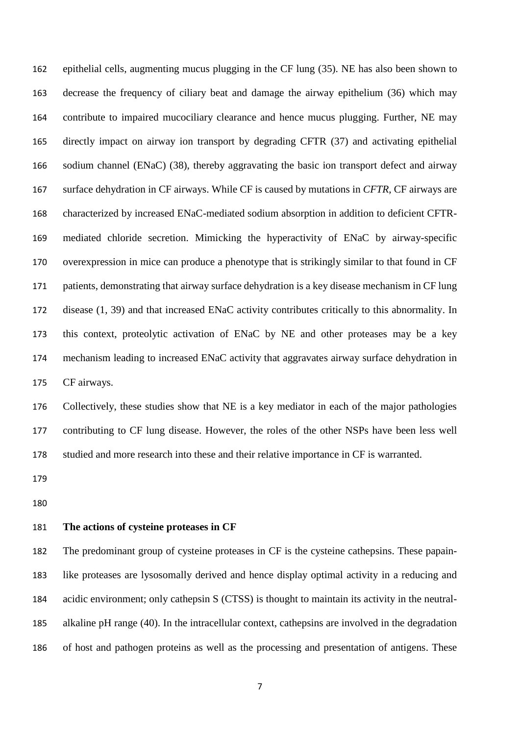epithelial cells, augmenting mucus plugging in the CF lung (35). NE has also been shown to decrease the frequency of ciliary beat and damage the airway epithelium (36) which may contribute to impaired mucociliary clearance and hence mucus plugging. Further, NE may directly impact on airway ion transport by degrading CFTR (37) and activating epithelial sodium channel (ENaC) (38), thereby aggravating the basic ion transport defect and airway surface dehydration in CF airways. While CF is caused by mutations in *CFTR*, CF airways are characterized by increased ENaC-mediated sodium absorption in addition to deficient CFTR-mediated chloride secretion. Mimicking the hyperactivity of ENaC by airway-specific overexpression in mice can produce a phenotype that is strikingly similar to that found in CF patients, demonstrating that airway surface dehydration is a key disease mechanism in CF lung disease (1, 39) and that increased ENaC activity contributes critically to this abnormality. In this context, proteolytic activation of ENaC by NE and other proteases may be a key mechanism leading to increased ENaC activity that aggravates airway surface dehydration in CF airways.

Collectively, these studies show that NE is a key mediator in each of the major pathologies contributing to CF lung disease. However, the roles of the other NSPs have been less well studied and more research into these and their relative importance in CF is warranted.

**The actions of cysteine proteases in CF**

The predominant group of cysteine proteases in CF is the cysteine cathepsins. These papain-like proteases are lysosomally derived and hence display optimal activity in a reducing and acidic environment; only cathepsin S (CTSS) is thought to maintain its activity in the neutral-alkaline pH range (40). In the intracellular context, cathepsins are involved in the degradation of host and pathogen proteins as well as the processing and presentation of antigens. These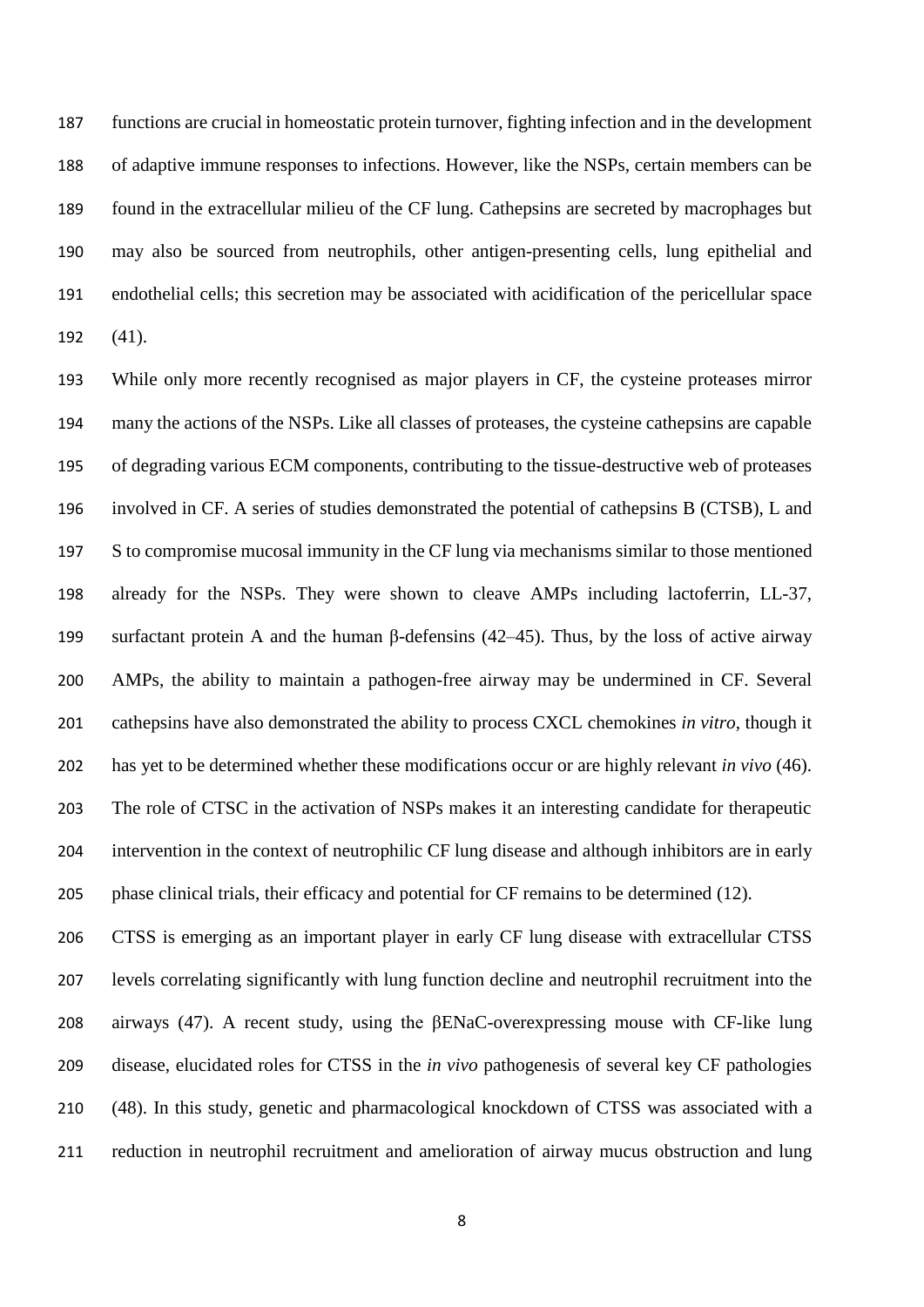functions are crucial in homeostatic protein turnover, fighting infection and in the development of adaptive immune responses to infections. However, like the NSPs, certain members can be found in the extracellular milieu of the CF lung. Cathepsins are secreted by macrophages but may also be sourced from neutrophils, other antigen-presenting cells, lung epithelial and endothelial cells; this secretion may be associated with acidification of the pericellular space (41).

While only more recently recognised as major players in CF, the cysteine proteases mirror many the actions of the NSPs. Like all classes of proteases, the cysteine cathepsins are capable of degrading various ECM components, contributing to the tissue-destructive web of proteases involved in CF. A series of studies demonstrated the potential of cathepsins B (CTSB), L and S to compromise mucosal immunity in the CF lung via mechanisms similar to those mentioned already for the NSPs. They were shown to cleave AMPs including lactoferrin, LL-37, surfactant protein A and the human β-defensins (42–45). Thus, by the loss of active airway AMPs, the ability to maintain a pathogen-free airway may be undermined in CF. Several cathepsins have also demonstrated the ability to process CXCL chemokines *in vitro*, though it has yet to be determined whether these modifications occur or are highly relevant *in vivo* (46). The role of CTSC in the activation of NSPs makes it an interesting candidate for therapeutic intervention in the context of neutrophilic CF lung disease and although inhibitors are in early phase clinical trials, their efficacy and potential for CF remains to be determined (12).

CTSS is emerging as an important player in early CF lung disease with extracellular CTSS levels correlating significantly with lung function decline and neutrophil recruitment into the airways (47). A recent study, using the βENaC-overexpressing mouse with CF-like lung disease, elucidated roles for CTSS in the *in vivo* pathogenesis of several key CF pathologies (48). In this study, genetic and pharmacological knockdown of CTSS was associated with a reduction in neutrophil recruitment and amelioration of airway mucus obstruction and lung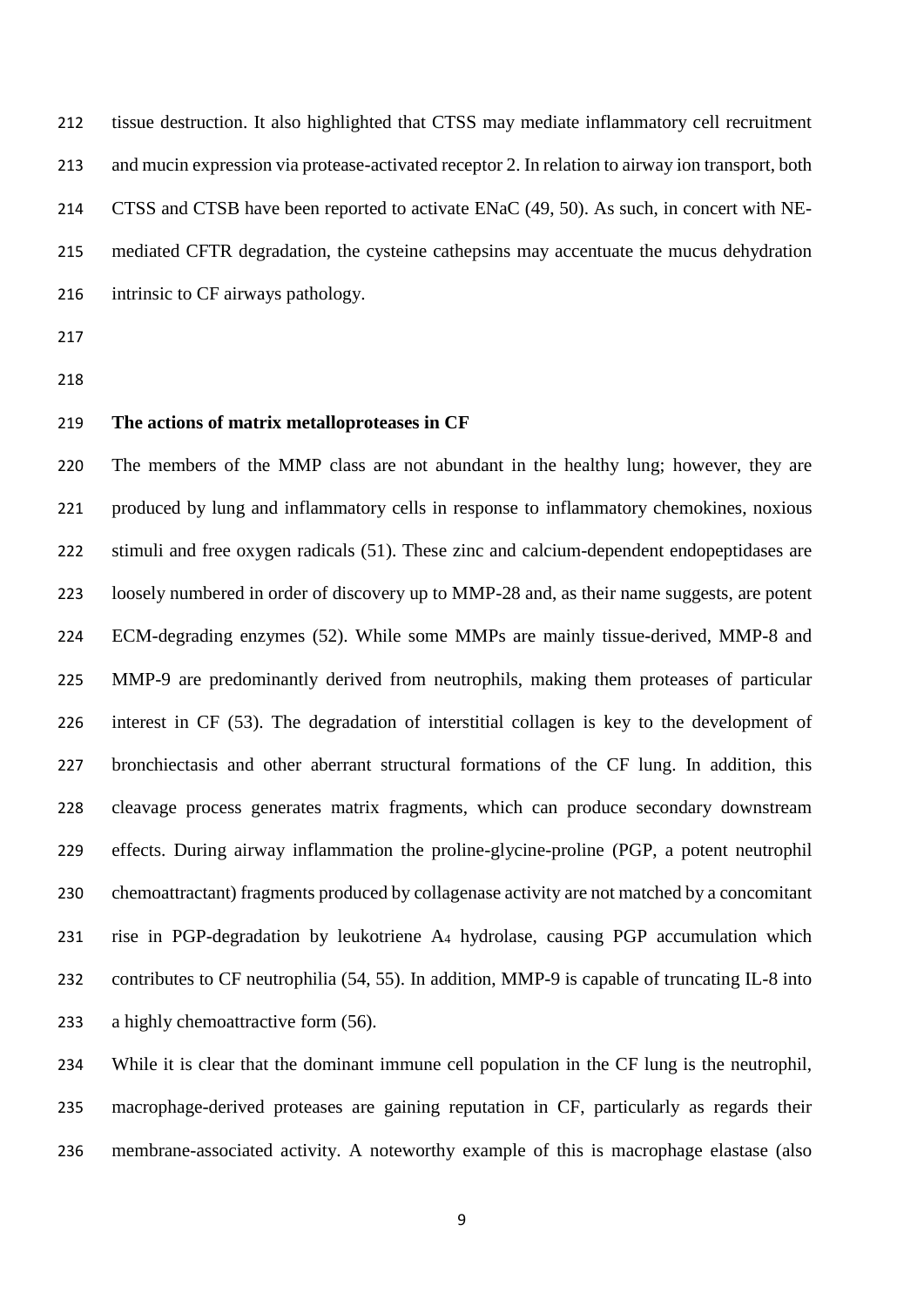tissue destruction. It also highlighted that CTSS may mediate inflammatory cell recruitment and mucin expression via protease-activated receptor 2. In relation to airway ion transport, both CTSS and CTSB have been reported to activate ENaC (49, 50). As such, in concert with NE-mediated CFTR degradation, the cysteine cathepsins may accentuate the mucus dehydration intrinsic to CF airways pathology.

**The actions of matrix metalloproteases in CF**

The members of the MMP class are not abundant in the healthy lung; however, they are produced by lung and inflammatory cells in response to inflammatory chemokines, noxious stimuli and free oxygen radicals (51). These zinc and calcium-dependent endopeptidases are loosely numbered in order of discovery up to MMP-28 and, as their name suggests, are potent ECM-degrading enzymes (52). While some MMPs are mainly tissue-derived, MMP-8 and MMP-9 are predominantly derived from neutrophils, making them proteases of particular interest in CF (53). The degradation of interstitial collagen is key to the development of bronchiectasis and other aberrant structural formations of the CF lung. In addition, this cleavage process generates matrix fragments, which can produce secondary downstream effects. During airway inflammation the proline-glycine-proline (PGP, a potent neutrophil chemoattractant) fragments produced by collagenase activity are not matched by a concomitant rise in PGP-degradation by leukotriene $A_4$ hydrolase, causing PGP accumulation which contributes to CF neutrophilia (54, 55). In addition, MMP-9 is capable of truncating IL-8 into a highly chemoattractive form (56).

While it is clear that the dominant immune cell population in the CF lung is the neutrophil, macrophage-derived proteases are gaining reputation in CF, particularly as regards their membrane-associated activity. A noteworthy example of this is macrophage elastase (also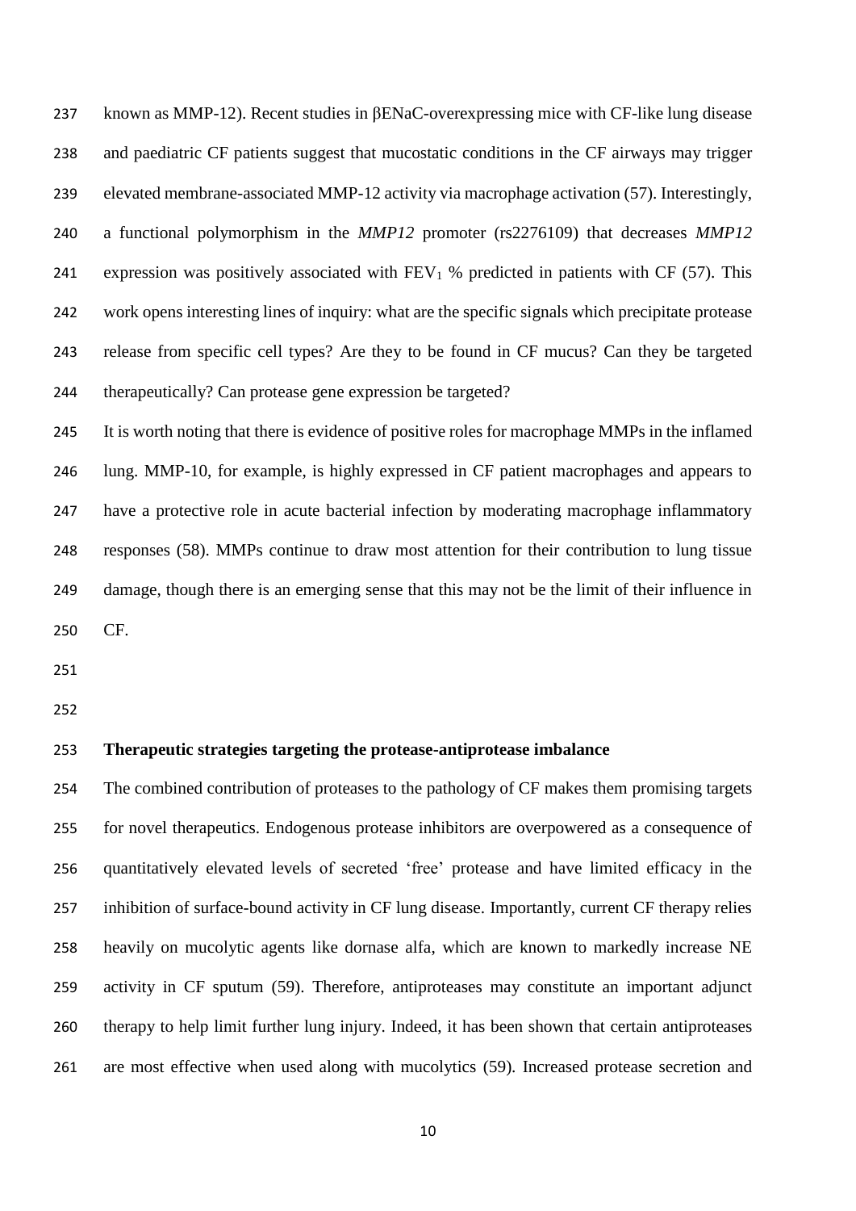known as MMP-12). Recent studies in βENaC-overexpressing mice with CF-like lung disease and paediatric CF patients suggest that mucostatic conditions in the CF airways may trigger elevated membrane-associated MMP-12 activity via macrophage activation (57). Interestingly, a functional polymorphism in the *MMP12* promoter (rs2276109) that decreases *MMP12* expression was positively associated with $FEV_1$ % predicted in patients with CF (57). This work opens interesting lines of inquiry: what are the specific signals which precipitate protease release from specific cell types? Are they to be found in CF mucus? Can they be targeted therapeutically? Can protease gene expression be targeted?

It is worth noting that there is evidence of positive roles for macrophage MMPs in the inflamed lung. MMP-10, for example, is highly expressed in CF patient macrophages and appears to have a protective role in acute bacterial infection by moderating macrophage inflammatory responses (58). MMPs continue to draw most attention for their contribution to lung tissue damage, though there is an emerging sense that this may not be the limit of their influence in CF.

**Therapeutic strategies targeting the protease-antiprotease imbalance**

The combined contribution of proteases to the pathology of CF makes them promising targets for novel therapeutics. Endogenous protease inhibitors are overpowered as a consequence of quantitatively elevated levels of secreted 'free' protease and have limited efficacy in the inhibition of surface-bound activity in CF lung disease. Importantly, current CF therapy relies heavily on mucolytic agents like dornase alfa, which are known to markedly increase NE activity in CF sputum (59). Therefore, antiproteases may constitute an important adjunct therapy to help limit further lung injury. Indeed, it has been shown that certain antiproteases are most effective when used along with mucolytics (59). Increased protease secretion and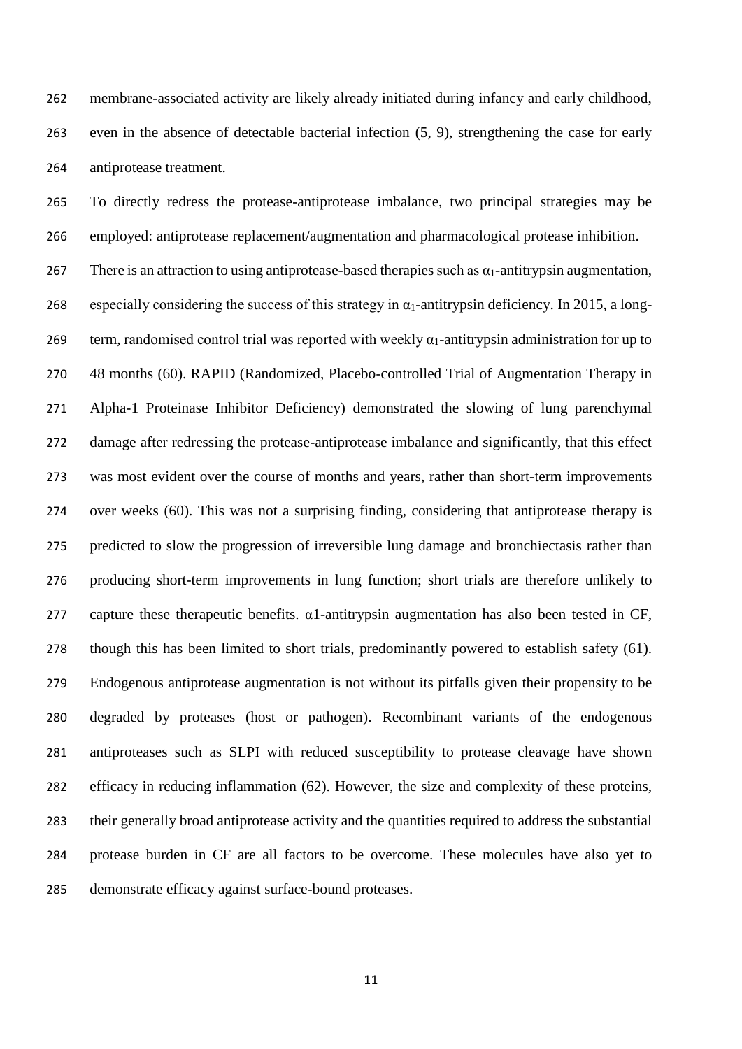membrane-associated activity are likely already initiated during infancy and early childhood, even in the absence of detectable bacterial infection (5, 9), strengthening the case for early antiprotease treatment.

To directly redress the protease-antiprotease imbalance, two principal strategies may be employed: antiprotease replacement/augmentation and pharmacological protease inhibition.

There is an attraction to using antiprotease-based therapies such as $\alpha_1$-antitrypsin augmentation, especially considering the success of this strategy in $\alpha_1$-antitrypsin deficiency. In 2015, a long-term, randomised control trial was reported with weekly $\alpha_1$-antitrypsin administration for up to 48 months (60). RAPID (Randomized, Placebo-controlled Trial of Augmentation Therapy in Alpha-1 Proteinase Inhibitor Deficiency) demonstrated the slowing of lung parenchymal damage after redressing the protease-antiprotease imbalance and significantly, that this effect was most evident over the course of months and years, rather than short-term improvements over weeks (60). This was not a surprising finding, considering that antiprotease therapy is predicted to slow the progression of irreversible lung damage and bronchiectasis rather than producing short-term improvements in lung function; short trials are therefore unlikely to capture these therapeutic benefits. α1-antitrypsin augmentation has also been tested in CF, though this has been limited to short trials, predominantly powered to establish safety (61). Endogenous antiprotease augmentation is not without its pitfalls given their propensity to be degraded by proteases (host or pathogen). Recombinant variants of the endogenous antiproteases such as SLPI with reduced susceptibility to protease cleavage have shown efficacy in reducing inflammation (62). However, the size and complexity of these proteins, their generally broad antiprotease activity and the quantities required to address the substantial protease burden in CF are all factors to be overcome. These molecules have also yet to demonstrate efficacy against surface-bound proteases.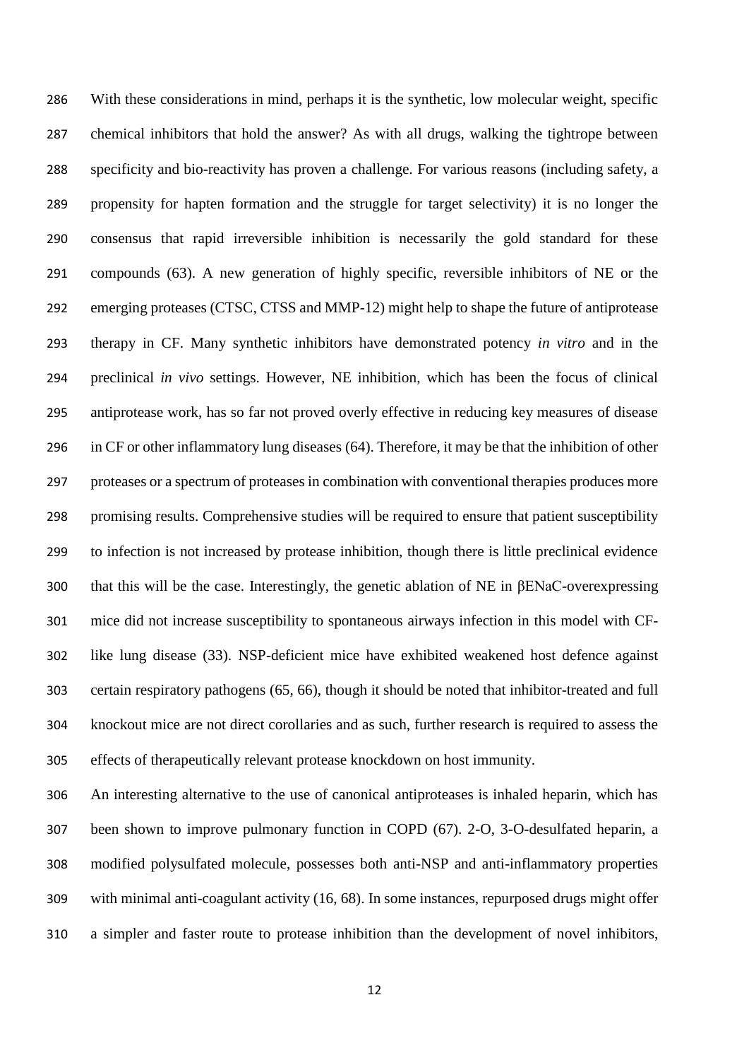With these considerations in mind, perhaps it is the synthetic, low molecular weight, specific chemical inhibitors that hold the answer? As with all drugs, walking the tightrope between specificity and bio-reactivity has proven a challenge. For various reasons (including safety, a propensity for hapten formation and the struggle for target selectivity) it is no longer the consensus that rapid irreversible inhibition is necessarily the gold standard for these compounds (63). A new generation of highly specific, reversible inhibitors of NE or the emerging proteases (CTSC, CTSS and MMP-12) might help to shape the future of antiprotease therapy in CF. Many synthetic inhibitors have demonstrated potency *in vitro* and in the preclinical *in vivo* settings. However, NE inhibition, which has been the focus of clinical antiprotease work, has so far not proved overly effective in reducing key measures of disease in CF or other inflammatory lung diseases (64). Therefore, it may be that the inhibition of other proteases or a spectrum of proteases in combination with conventional therapies produces more promising results. Comprehensive studies will be required to ensure that patient susceptibility to infection is not increased by protease inhibition, though there is little preclinical evidence that this will be the case. Interestingly, the genetic ablation of NE in βENaC-overexpressing mice did not increase susceptibility to spontaneous airways infection in this model with CF-like lung disease (33). NSP-deficient mice have exhibited weakened host defence against certain respiratory pathogens (65, 66), though it should be noted that inhibitor-treated and full knockout mice are not direct corollaries and as such, further research is required to assess the effects of therapeutically relevant protease knockdown on host immunity.

An interesting alternative to the use of canonical antiproteases is inhaled heparin, which has been shown to improve pulmonary function in COPD (67). 2-O, 3-O-desulfated heparin, a modified polysulfated molecule, possesses both anti-NSP and anti-inflammatory properties with minimal anti-coagulant activity (16, 68). In some instances, repurposed drugs might offer a simpler and faster route to protease inhibition than the development of novel inhibitors,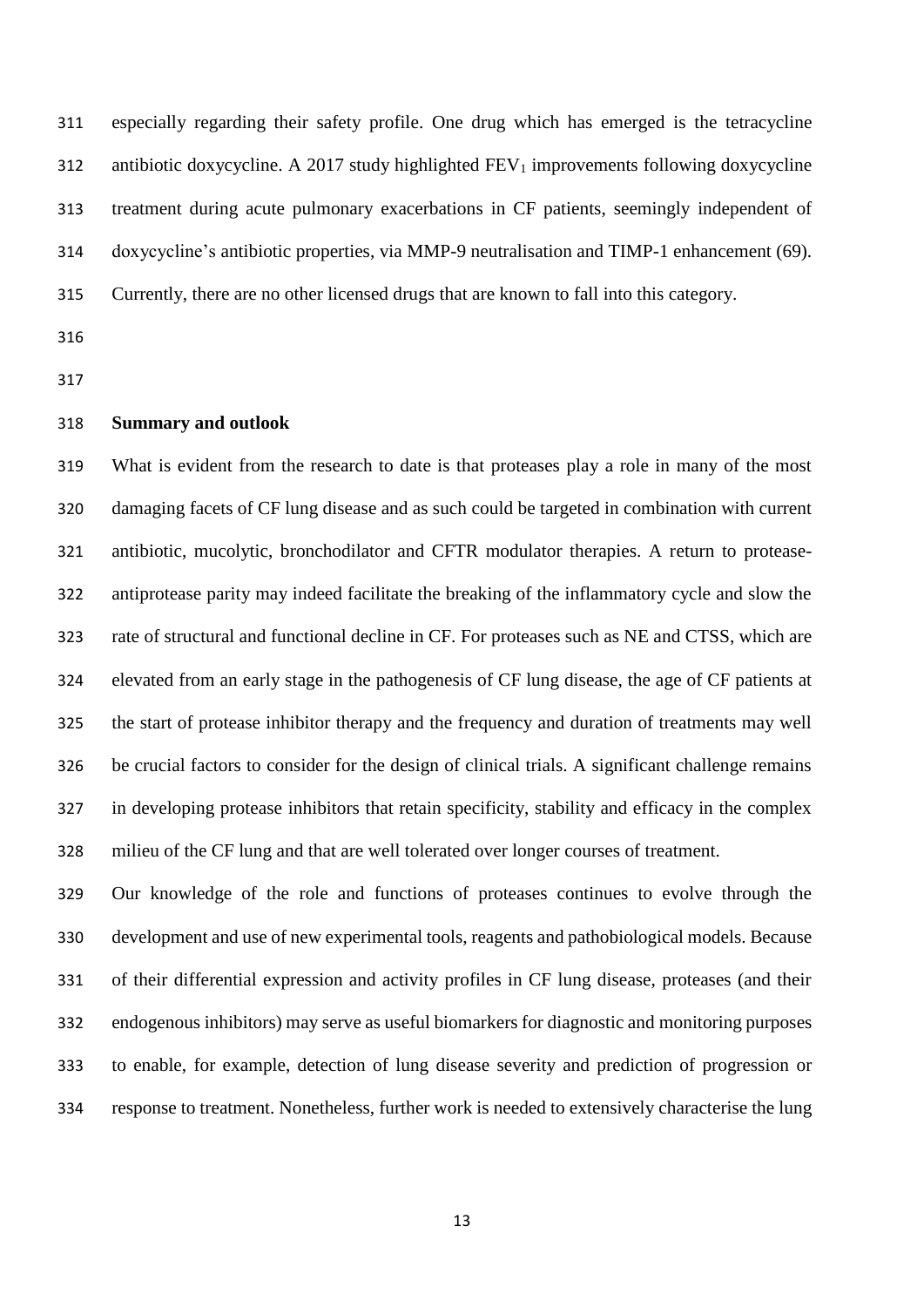especially regarding their safety profile. One drug which has emerged is the tetracycline antibiotic doxycycline. A 2017 study highlighted $FEV_1$ improvements following doxycycline treatment during acute pulmonary exacerbations in CF patients, seemingly independent of doxycycline's antibiotic properties, via MMP-9 neutralisation and TIMP-1 enhancement (69). Currently, there are no other licensed drugs that are known to fall into this category.

## Summary and outlook

What is evident from the research to date is that proteases play a role in many of the most damaging facets of CF lung disease and as such could be targeted in combination with current antibiotic, mucolytic, bronchodilator and CFTR modulator therapies. A return to protease-antiprotease parity may indeed facilitate the breaking of the inflammatory cycle and slow the rate of structural and functional decline in CF. For proteases such as NE and CTSS, which are elevated from an early stage in the pathogenesis of CF lung disease, the age of CF patients at the start of protease inhibitor therapy and the frequency and duration of treatments may well be crucial factors to consider for the design of clinical trials. A significant challenge remains in developing protease inhibitors that retain specificity, stability and efficacy in the complex milieu of the CF lung and that are well tolerated over longer courses of treatment.

Our knowledge of the role and functions of proteases continues to evolve through the development and use of new experimental tools, reagents and pathobiological models. Because of their differential expression and activity profiles in CF lung disease, proteases (and their endogenous inhibitors) may serve as useful biomarkers for diagnostic and monitoring purposes to enable, for example, detection of lung disease severity and prediction of progression or response to treatment. Nonetheless, further work is needed to extensively characterise the lung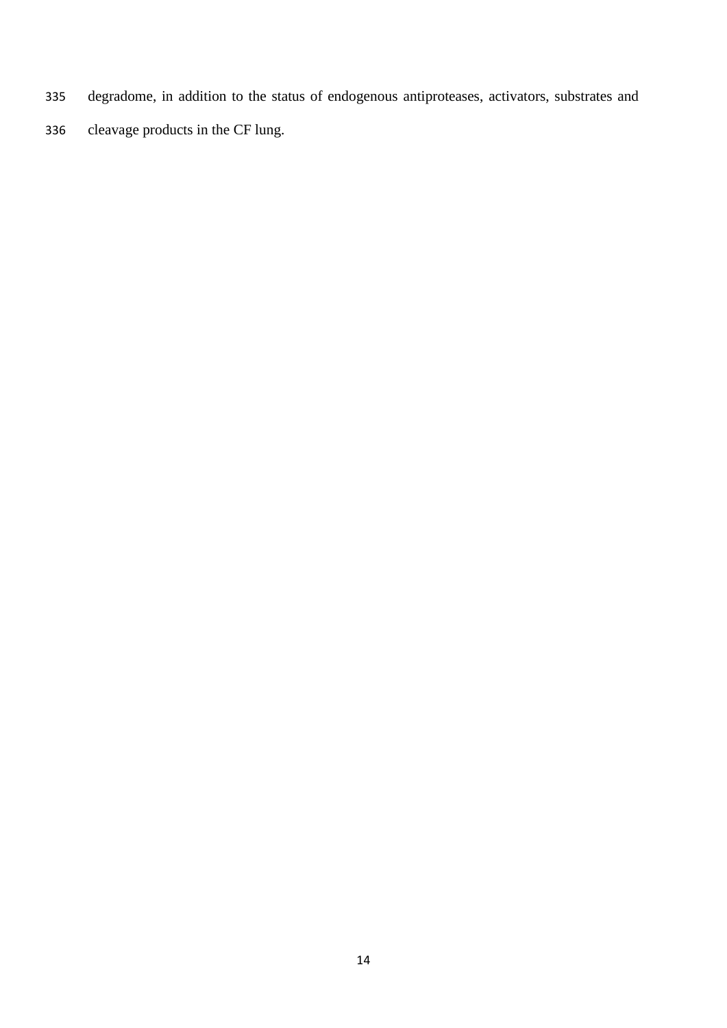degradome, in addition to the status of endogenous antiproteases, activators, substrates and cleavage products in the CF lung.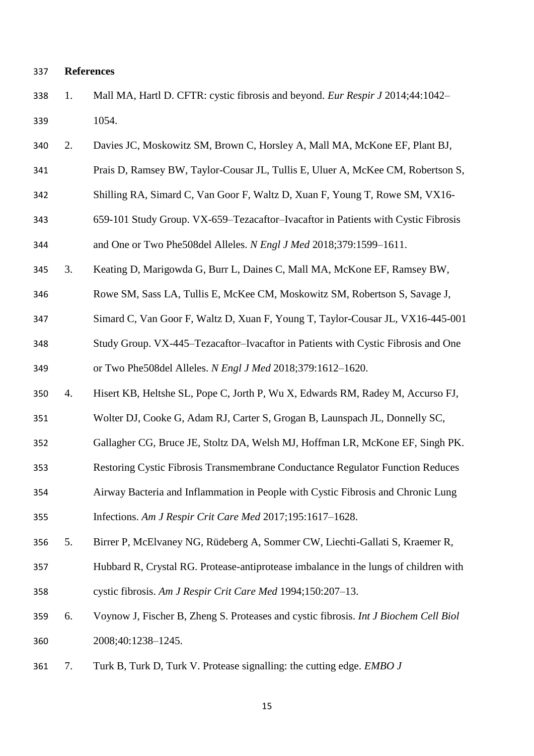## References

1. Mall MA, Hartl D. CFTR: cystic fibrosis and beyond. *Eur Respir J* 2014;44:1042–1054.
2. Davies JC, Moskowitz SM, Brown C, Horsley A, Mall MA, McKone EF, Plant BJ, Prais D, Ramsey BW, Taylor-Cousar JL, Tullis E, Uluer A, McKee CM, Robertson S, Shilling RA, Simard C, Van Goor F, Waltz D, Xuan F, Young T, Rowe SM, VX16-659-101 Study Group. VX-659–Tezacaftor–Ivacaftor in Patients with Cystic Fibrosis and One or Two Phe508del Alleles. *N Engl J Med* 2018;379:1599–1611.
3. Keating D, Marigowda G, Burr L, Daines C, Mall MA, McKone EF, Ramsey BW, Rowe SM, Sass LA, Tullis E, McKee CM, Moskowitz SM, Robertson S, Savage J, Simard C, Van Goor F, Waltz D, Xuan F, Young T, Taylor-Cousar JL, VX16-445-001 Study Group. VX-445–Tezacaftor–Ivacaftor in Patients with Cystic Fibrosis and One or Two Phe508del Alleles. *N Engl J Med* 2018;379:1612–1620.
4. Hisert KB, Heltshe SL, Pope C, Jorth P, Wu X, Edwards RM, Radey M, Accurso FJ, Wolter DJ, Cooke G, Adam RJ, Carter S, Grogan B, Launspach JL, Donnelly SC, Gallagher CG, Bruce JE, Stoltz DA, Welsh MJ, Hoffman LR, McKone EF, Singh PK. Restoring Cystic Fibrosis Transmembrane Conductance Regulator Function Reduces Airway Bacteria and Inflammation in People with Cystic Fibrosis and Chronic Lung Infections. *Am J Respir Crit Care Med* 2017;195:1617–1628.
5. Birrer P, McElvaney NG, Rüdeberg A, Sommer CW, Liechti-Gallati S, Kraemer R, Hubbard R, Crystal RG. Protease-antiprotease imbalance in the lungs of children with cystic fibrosis. *Am J Respir Crit Care Med* 1994;150:207–13.
6. Voynow J, Fischer B, Zheng S. Proteases and cystic fibrosis. *Int J Biochem Cell Biol* 2008;40:1238–1245.
7. Turk B, Turk D, Turk V. Protease signalling: the cutting edge. *EMBO J*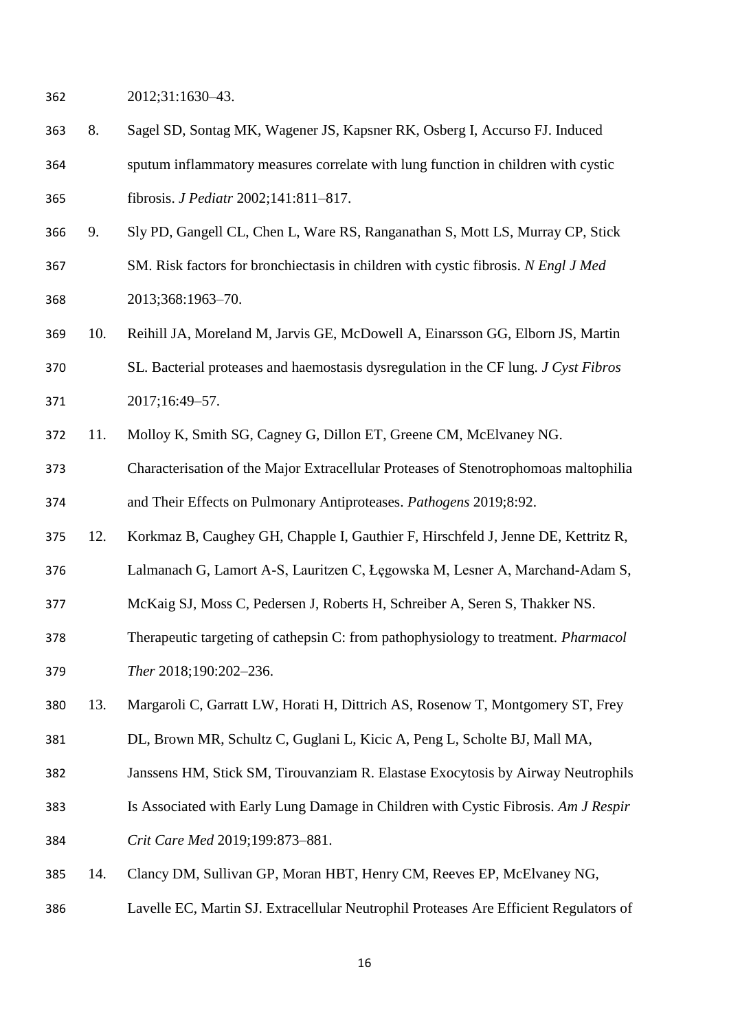2012;31:1630–43.

8. Sagel SD, Sontag MK, Wagener JS, Kapsner RK, Osberg I, Accurso FJ. Induced sputum inflammatory measures correlate with lung function in children with cystic fibrosis. *J Pediatr* 2002;141:811–817.

9. Sly PD, Gangell CL, Chen L, Ware RS, Ranganathan S, Mott LS, Murray CP, Stick SM. Risk factors for bronchiectasis in children with cystic fibrosis. *N Engl J Med* 2013;368:1963–70.

10. Reihill JA, Moreland M, Jarvis GE, McDowell A, Einarsson GG, Elborn JS, Martin SL. Bacterial proteases and haemostasis dysregulation in the CF lung. *J Cyst Fibros* 2017;16:49–57.

11. Molloy K, Smith SG, Cagney G, Dillon ET, Greene CM, McElvaney NG. Characterisation of the Major Extracellular Proteases of Stenotrophomoas maltophilia and Their Effects on Pulmonary Antiproteases. *Pathogens* 2019;8:92.

12. Korkmaz B, Caughey GH, Chapple I, Gauthier F, Hirschfeld J, Jenne DE, Kettritz R, Lalmanach G, Lamort A-S, Lauritzen C, Łęgowska M, Lesner A, Marchand-Adam S, McKaig SJ, Moss C, Pedersen J, Roberts H, Schreiber A, Seren S, Thakker NS. Therapeutic targeting of cathepsin C: from pathophysiology to treatment. *Pharmacol Ther* 2018;190:202–236.

13. Margaroli C, Garratt LW, Horati H, Dittrich AS, Rosenow T, Montgomery ST, Frey DL, Brown MR, Schultz C, Guglani L, Kicic A, Peng L, Scholte BJ, Mall MA, Janssens HM, Stick SM, Tirouvanziam R. Elastase Exocytosis by Airway Neutrophils Is Associated with Early Lung Damage in Children with Cystic Fibrosis. *Am J Respir Crit Care Med* 2019;199:873–881.

14. Clancy DM, Sullivan GP, Moran HBT, Henry CM, Reeves EP, McElvaney NG, Lavelle EC, Martin SJ. Extracellular Neutrophil Proteases Are Efficient Regulators of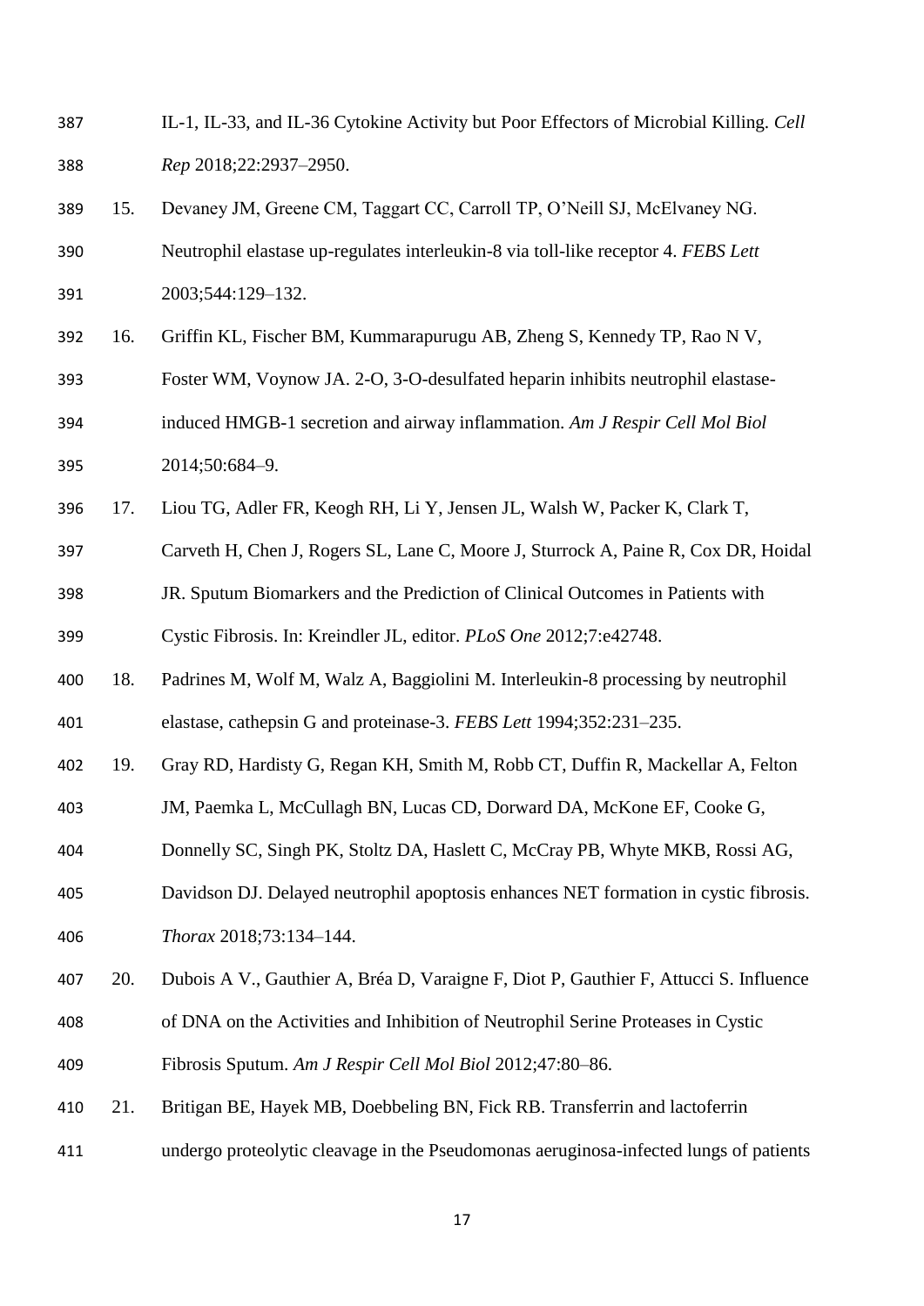IL-1, IL-33, and IL-36 Cytokine Activity but Poor Effectors of Microbial Killing. *Cell Rep* 2018;22:2937–2950.

15. Devaney JM, Greene CM, Taggart CC, Carroll TP, O'Neill SJ, McElvaney NG. Neutrophil elastase up-regulates interleukin-8 via toll-like receptor 4. *FEBS Lett* 2003;544:129–132.

16. Griffin KL, Fischer BM, Kummarapurugu AB, Zheng S, Kennedy TP, Rao N V, Foster WM, Voynow JA. 2-O, 3-O-desulfated heparin inhibits neutrophil elastase-induced HMGB-1 secretion and airway inflammation. *Am J Respir Cell Mol Biol* 2014;50:684–9.

17. Liou TG, Adler FR, Keogh RH, Li Y, Jensen JL, Walsh W, Packer K, Clark T, Carveth H, Chen J, Rogers SL, Lane C, Moore J, Sturrock A, Paine R, Cox DR, Hoidal JR. Sputum Biomarkers and the Prediction of Clinical Outcomes in Patients with Cystic Fibrosis. In: Kreindler JL, editor. *PLoS One* 2012;7:e42748.

18. Padrines M, Wolf M, Walz A, Baggiolini M. Interleukin-8 processing by neutrophil elastase, cathepsin G and proteinase-3. *FEBS Lett* 1994;352:231–235.

19. Gray RD, Hardisty G, Regan KH, Smith M, Robb CT, Duffin R, Mackellar A, Felton JM, Paemka L, McCullagh BN, Lucas CD, Dorward DA, McKone EF, Cooke G, Donnelly SC, Singh PK, Stoltz DA, Haslett C, McCray PB, Whyte MKB, Rossi AG, Davidson DJ. Delayed neutrophil apoptosis enhances NET formation in cystic fibrosis. *Thorax* 2018;73:134–144.

20. Dubois A V., Gauthier A, Bréa D, Varaigne F, Diot P, Gauthier F, Attucci S. Influence of DNA on the Activities and Inhibition of Neutrophil Serine Proteases in Cystic Fibrosis Sputum. *Am J Respir Cell Mol Biol* 2012;47:80–86.

21. Britigan BE, Hayek MB, Doebbeling BN, Fick RB. Transferrin and lactoferrin undergo proteolytic cleavage in the Pseudomonas aeruginosa-infected lungs of patients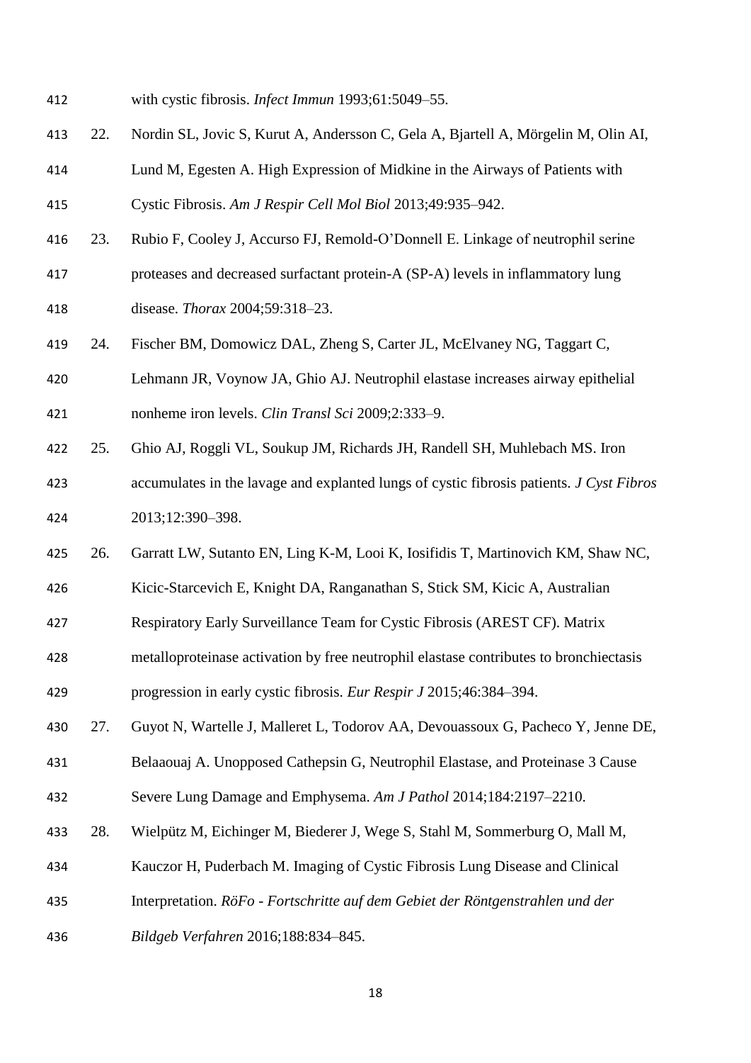with cystic fibrosis. *Infect Immun* 1993;61:5049–55.

22. Nordin SL, Jovic S, Kurut A, Andersson C, Gela A, Bjartell A, Mörgelin M, Olin AI, Lund M, Egesten A. High Expression of Midkine in the Airways of Patients with Cystic Fibrosis. *Am J Respir Cell Mol Biol* 2013;49:935–942.
23. Rubio F, Cooley J, Accurso FJ, Remold-O'Donnell E. Linkage of neutrophil serine proteases and decreased surfactant protein-A (SP-A) levels in inflammatory lung disease. *Thorax* 2004;59:318–23.
24. Fischer BM, Domowicz DAL, Zheng S, Carter JL, McElvaney NG, Taggart C, Lehmann JR, Voynow JA, Ghio AJ. Neutrophil elastase increases airway epithelial nonheme iron levels. *Clin Transl Sci* 2009;2:333–9.
25. Ghio AJ, Roggli VL, Soukup JM, Richards JH, Randell SH, Muhlebach MS. Iron accumulates in the lavage and explanted lungs of cystic fibrosis patients. *J Cyst Fibros* 2013;12:390–398.
26. Garratt LW, Sutanto EN, Ling K-M, Looi K, Iosifidis T, Martinovich KM, Shaw NC, Kicic-Starcevich E, Knight DA, Ranganathan S, Stick SM, Kicic A, Australian Respiratory Early Surveillance Team for Cystic Fibrosis (AREST CF). Matrix metalloproteinase activation by free neutrophil elastase contributes to bronchiectasis progression in early cystic fibrosis. *Eur Respir J* 2015;46:384–394.
27. Guyot N, Wartelle J, Malleret L, Todorov AA, Devouassoux G, Pacheco Y, Jenne DE, Belaaouaj A. Unopposed Cathepsin G, Neutrophil Elastase, and Proteinase 3 Cause Severe Lung Damage and Emphysema. *Am J Pathol* 2014;184:2197–2210.
28. Wielpütz M, Eichinger M, Biederer J, Wege S, Stahl M, Sommerburg O, Mall M, Kauczor H, Puderbach M. Imaging of Cystic Fibrosis Lung Disease and Clinical Interpretation. *RöFo - Fortschritte auf dem Gebiet der Röntgenstrahlen und der Bildgeb Verfahren* 2016;188:834–845.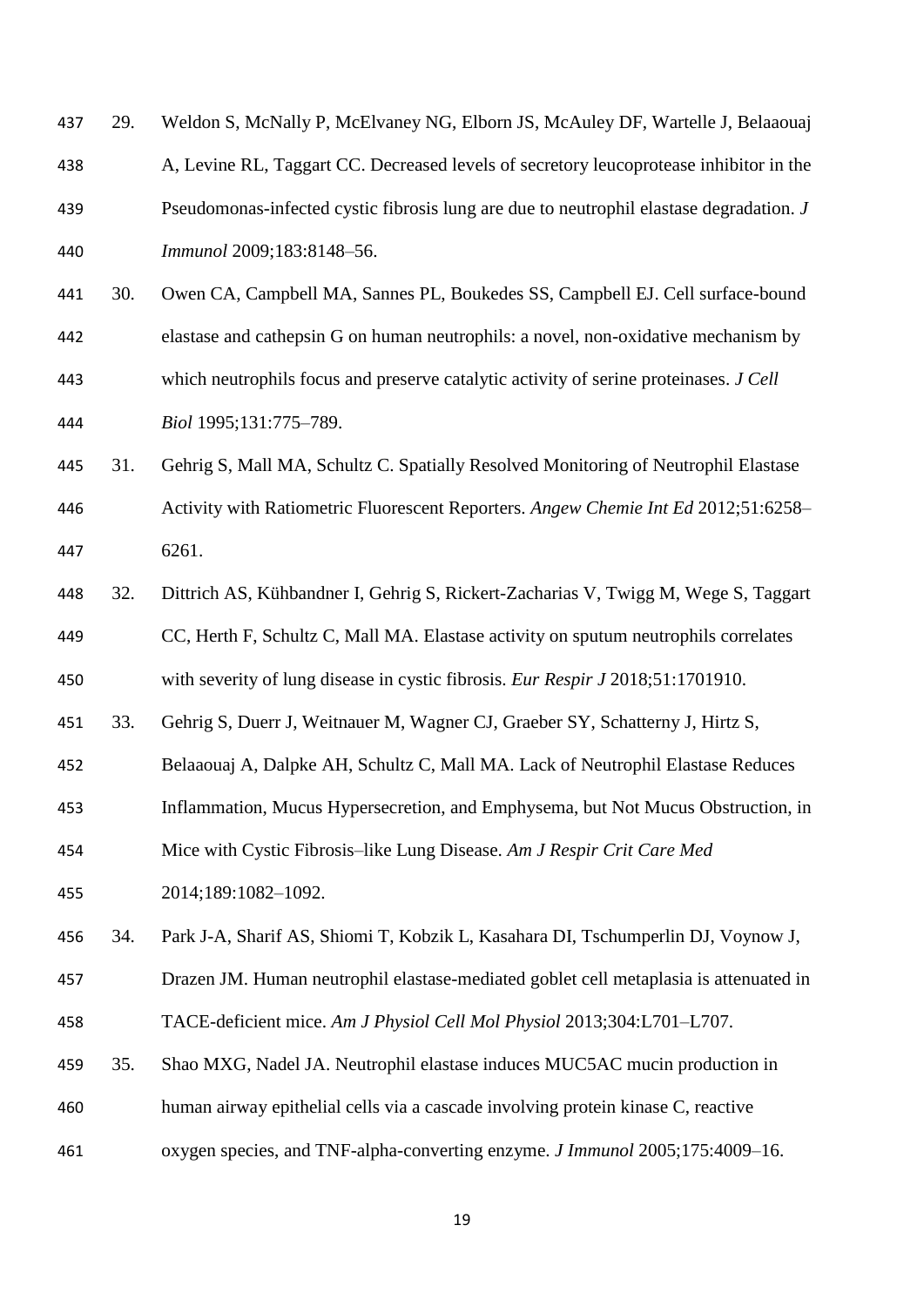29. Weldon S, McNally P, McElvaney NG, Elborn JS, McAuley DF, Wartelle J, Belaaouaj A, Levine RL, Taggart CC. Decreased levels of secretory leucoprotease inhibitor in the Pseudomonas-infected cystic fibrosis lung are due to neutrophil elastase degradation. *J Immunol* 2009;183:8148–56.

30. Owen CA, Campbell MA, Sannes PL, Boukedes SS, Campbell EJ. Cell surface-bound elastase and cathepsin G on human neutrophils: a novel, non-oxidative mechanism by which neutrophils focus and preserve catalytic activity of serine proteinases. *J Cell Biol* 1995;131:775–789.

31. Gehrig S, Mall MA, Schultz C. Spatially Resolved Monitoring of Neutrophil Elastase Activity with Ratiometric Fluorescent Reporters. *Angew Chemie Int Ed* 2012;51:6258–6261.

32. Dittrich AS, Kühbandner I, Gehrig S, Rickert-Zacharias V, Twigg M, Wege S, Taggart CC, Herth F, Schultz C, Mall MA. Elastase activity on sputum neutrophils correlates with severity of lung disease in cystic fibrosis. *Eur Respir J* 2018;51:1701910.

33. Gehrig S, Duerr J, Weitnauer M, Wagner CJ, Graeber SY, Schatterny J, Hirtz S, Belaaouaj A, Dalpke AH, Schultz C, Mall MA. Lack of Neutrophil Elastase Reduces Inflammation, Mucus Hypersecretion, and Emphysema, but Not Mucus Obstruction, in Mice with Cystic Fibrosis–like Lung Disease. *Am J Respir Crit Care Med* 2014;189:1082–1092.

34. Park J-A, Sharif AS, Shiomi T, Kobzik L, Kasahara DI, Tschumperlin DJ, Voynow J, Drazen JM. Human neutrophil elastase-mediated goblet cell metaplasia is attenuated in TACE-deficient mice. *Am J Physiol Cell Mol Physiol* 2013;304:L701–L707.

35. Shao MXG, Nadel JA. Neutrophil elastase induces MUC5AC mucin production in human airway epithelial cells via a cascade involving protein kinase C, reactive oxygen species, and TNF-alpha-converting enzyme. *J Immunol* 2005;175:4009–16.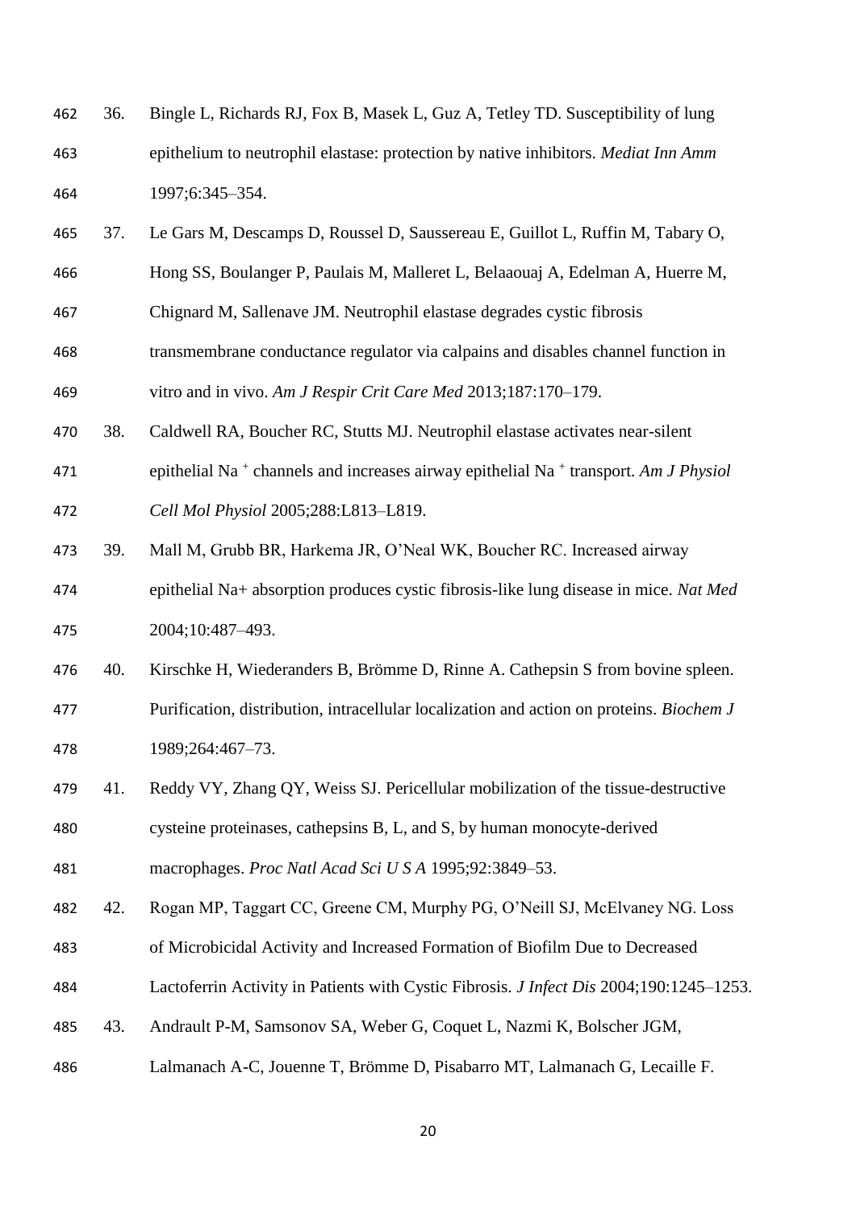36. Bingle L, Richards RJ, Fox B, Masek L, Guz A, Tetley TD. Susceptibility of lung epithelium to neutrophil elastase: protection by native inhibitors. *Mediat Inn Amm* 1997;6:345–354.

37. Le Gars M, Descamps D, Roussel D, Saussereau E, Guillot L, Ruffin M, Tabary O, Hong SS, Boulanger P, Paulais M, Malleret L, Belaaouaj A, Edelman A, Huerre M, Chignard M, Sallenave JM. Neutrophil elastase degrades cystic fibrosis transmembrane conductance regulator via calpains and disables channel function in vitro and in vivo. *Am J Respir Crit Care Med* 2013;187:170–179.

38. Caldwell RA, Boucher RC, Stutts MJ. Neutrophil elastase activates near-silent epithelial $Na^+$ channels and increases airway epithelial $Na^+$ transport. *Am J Physiol Cell Mol Physiol* 2005;288:L813–L819.

39. Mall M, Grubb BR, Harkema JR, O'Neal WK, Boucher RC. Increased airway epithelial Na+ absorption produces cystic fibrosis-like lung disease in mice. *Nat Med* 2004;10:487–493.

40. Kirschke H, Wiederanders B, Brömme D, Rinne A. Cathepsin S from bovine spleen. Purification, distribution, intracellular localization and action on proteins. *Biochem J* 1989;264:467–73.

41. Reddy VY, Zhang QY, Weiss SJ. Pericellular mobilization of the tissue-destructive cysteine proteinases, cathepsins B, L, and S, by human monocyte-derived macrophages. *Proc Natl Acad Sci U S A* 1995;92:3849–53.

42. Rogan MP, Taggart CC, Greene CM, Murphy PG, O'Neill SJ, McElvaney NG. Loss of Microbicidal Activity and Increased Formation of Biofilm Due to Decreased Lactoferrin Activity in Patients with Cystic Fibrosis. *J Infect Dis* 2004;190:1245–1253.

43. Andrault P-M, Samsonov SA, Weber G, Coquet L, Nazmi K, Bolscher JGM, Lalmanach A-C, Jouenne T, Brömme D, Pisabarro MT, Lalmanach G, Lecaille F.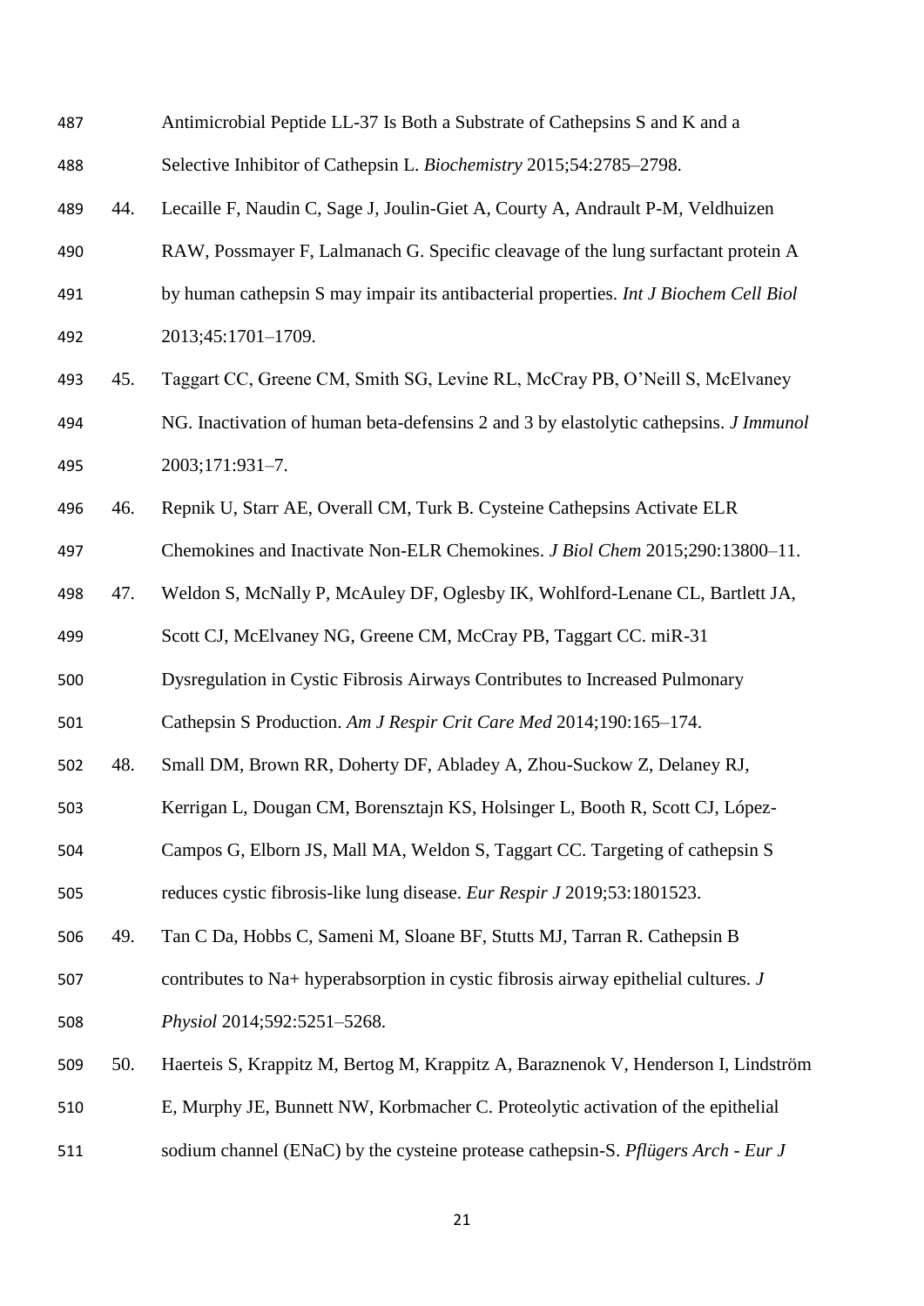Antimicrobial Peptide LL-37 Is Both a Substrate of Cathepsins S and K and a Selective Inhibitor of Cathepsin L. *Biochemistry* 2015;54:2785–2798.

44. Lecaille F, Naudin C, Sage J, Joulin-Giet A, Courty A, Andrault P-M, Veldhuizen RAW, Possmayer F, Lalmanach G. Specific cleavage of the lung surfactant protein A by human cathepsin S may impair its antibacterial properties. *Int J Biochem Cell Biol* 2013;45:1701–1709.

45. Taggart CC, Greene CM, Smith SG, Levine RL, McCray PB, O'Neill S, McElvaney NG. Inactivation of human beta-defensins 2 and 3 by elastolytic cathepsins. *J Immunol* 2003;171:931–7.

46. Repnik U, Starr AE, Overall CM, Turk B. Cysteine Cathepsins Activate ELR Chemokines and Inactivate Non-ELR Chemokines. *J Biol Chem* 2015;290:13800–11.

47. Weldon S, McNally P, McAuley DF, Oglesby IK, Wohlford-Lenane CL, Bartlett JA, Scott CJ, McElvaney NG, Greene CM, McCray PB, Taggart CC. miR-31 Dysregulation in Cystic Fibrosis Airways Contributes to Increased Pulmonary Cathepsin S Production. *Am J Respir Crit Care Med* 2014;190:165–174.

48. Small DM, Brown RR, Doherty DF, Abladey A, Zhou-Suckow Z, Delaney RJ, Kerrigan L, Dougan CM, Borensztajn KS, Holsinger L, Booth R, Scott CJ, López-Campos G, Elborn JS, Mall MA, Weldon S, Taggart CC. Targeting of cathepsin S reduces cystic fibrosis-like lung disease. *Eur Respir J* 2019;53:1801523.

49. Tan C Da, Hobbs C, Sameni M, Sloane BF, Stutts MJ, Tarran R. Cathepsin B contributes to Na+ hyperabsorption in cystic fibrosis airway epithelial cultures. *J Physiol* 2014;592:5251–5268.

50. Haerteis S, Krappitz M, Bertog M, Krappitz A, Baraznenok V, Henderson I, Lindström E, Murphy JE, Bunnett NW, Korbmacher C. Proteolytic activation of the epithelial sodium channel (ENaC) by the cysteine protease cathepsin-S. *Pflügers Arch - Eur J*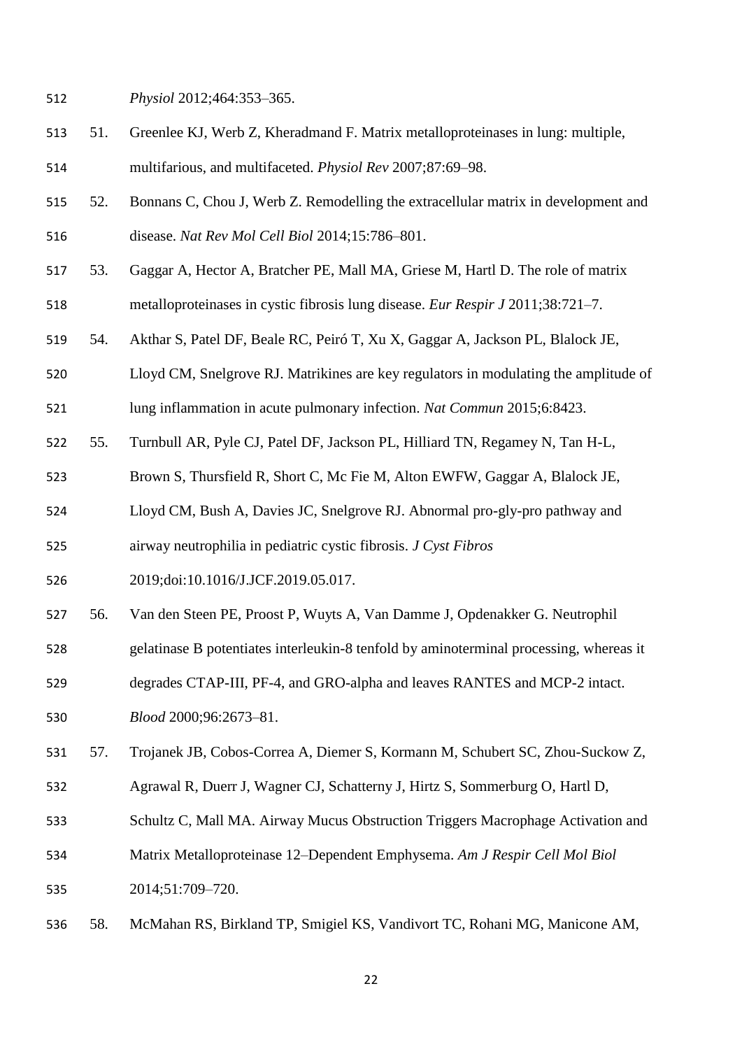*Physiol* 2012;464:353–365.

51. Greenlee KJ, Werb Z, Kheradmand F. Matrix metalloproteinases in lung: multiple, multifarious, and multifaceted. *Physiol Rev* 2007;87:69–98.

52. Bonnans C, Chou J, Werb Z. Remodelling the extracellular matrix in development and disease. *Nat Rev Mol Cell Biol* 2014;15:786–801.

53. Gaggar A, Hector A, Bratcher PE, Mall MA, Griese M, Hartl D. The role of matrix metalloproteinases in cystic fibrosis lung disease. *Eur Respir J* 2011;38:721–7.

54. Akthar S, Patel DF, Beale RC, Peiró T, Xu X, Gaggar A, Jackson PL, Blalock JE, Lloyd CM, Snelgrove RJ. Matrikines are key regulators in modulating the amplitude of lung inflammation in acute pulmonary infection. *Nat Commun* 2015;6:8423.

55. Turnbull AR, Pyle CJ, Patel DF, Jackson PL, Hilliard TN, Regamey N, Tan H-L, Brown S, Thursfield R, Short C, Mc Fie M, Alton EWFW, Gaggar A, Blalock JE, Lloyd CM, Bush A, Davies JC, Snelgrove RJ. Abnormal pro-gly-pro pathway and airway neutrophilia in pediatric cystic fibrosis. *J Cyst Fibros* 2019;doi:10.1016/J.JCF.2019.05.017.

56. Van den Steen PE, Proost P, Wuyts A, Van Damme J, Opdenakker G. Neutrophil gelatinase B potentiates interleukin-8 tenfold by aminoterminal processing, whereas it degrades CTAP-III, PF-4, and GRO-alpha and leaves RANTES and MCP-2 intact. *Blood* 2000;96:2673–81.

57. Trojanek JB, Cobos-Correa A, Diemer S, Kormann M, Schubert SC, Zhou-Suckow Z, Agrawal R, Duerr J, Wagner CJ, Schatterny J, Hirtz S, Sommerburg O, Hartl D, Schultz C, Mall MA. Airway Mucus Obstruction Triggers Macrophage Activation and Matrix Metalloproteinase 12–Dependent Emphysema. *Am J Respir Cell Mol Biol* 2014;51:709–720.

58. McMahan RS, Birkland TP, Smigiel KS, Vandivort TC, Rohani MG, Manicone AM,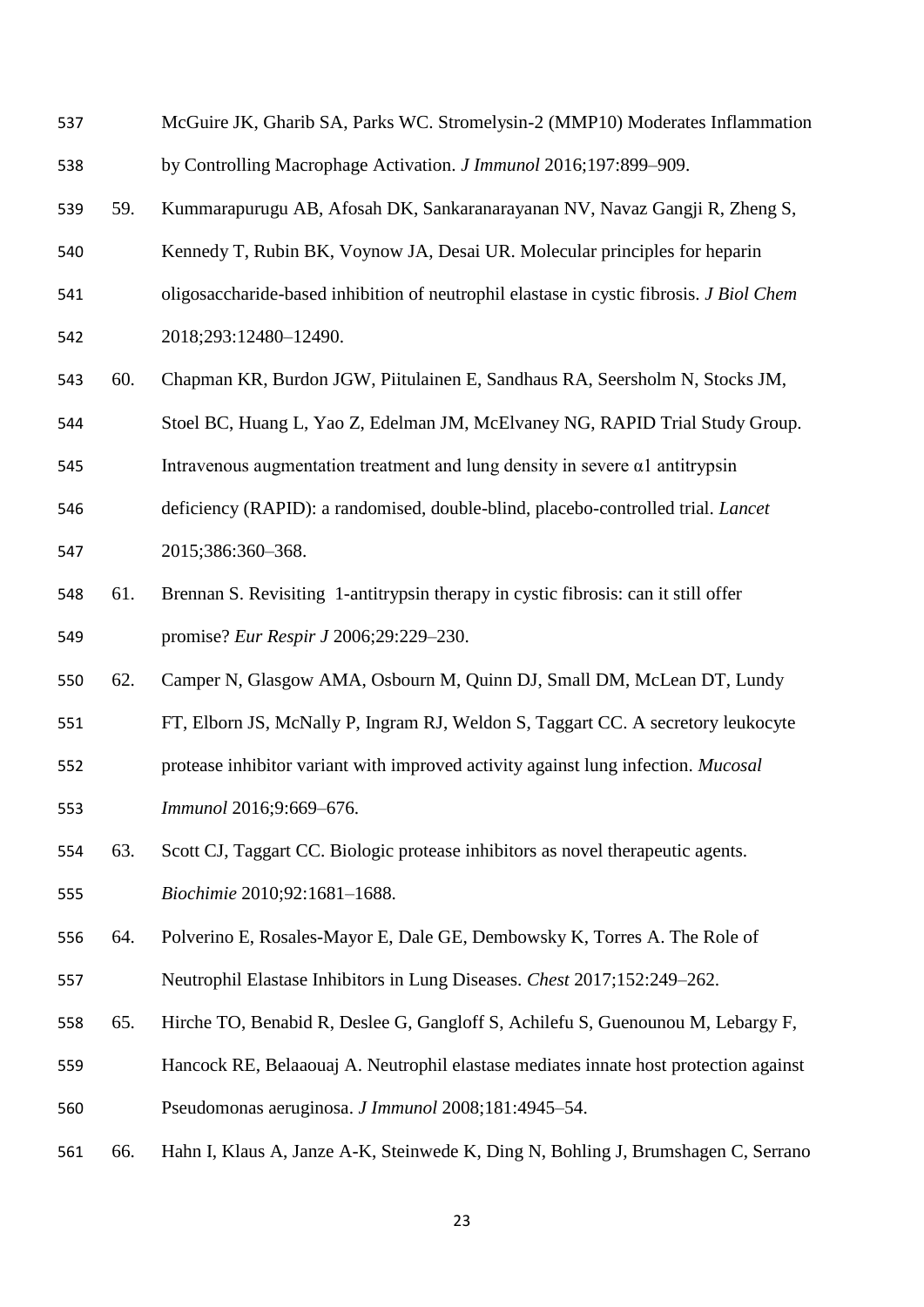McGuire JK, Gharib SA, Parks WC. Stromelysin-2 (MMP10) Moderates Inflammation by Controlling Macrophage Activation. *J Immunol* 2016;197:899–909.

59. Kummarapurugu AB, Afosah DK, Sankaranarayanan NV, Navaz Gangji R, Zheng S, Kennedy T, Rubin BK, Voynow JA, Desai UR. Molecular principles for heparin oligosaccharide-based inhibition of neutrophil elastase in cystic fibrosis. *J Biol Chem* 2018;293:12480–12490.

60. Chapman KR, Burdon JGW, Piitulainen E, Sandhaus RA, Seersholm N, Stocks JM, Stoel BC, Huang L, Yao Z, Edelman JM, McElvaney NG, RAPID Trial Study Group. Intravenous augmentation treatment and lung density in severe α1 antitrypsin deficiency (RAPID): a randomised, double-blind, placebo-controlled trial. *Lancet* 2015;386:360–368.

61. Brennan S. Revisiting 1-antitrypsin therapy in cystic fibrosis: can it still offer promise? *Eur Respir J* 2006;29:229–230.

62. Camper N, Glasgow AMA, Osbourn M, Quinn DJ, Small DM, McLean DT, Lundy FT, Elborn JS, McNally P, Ingram RJ, Weldon S, Taggart CC. A secretory leukocyte protease inhibitor variant with improved activity against lung infection. *Mucosal Immunol* 2016;9:669–676.

63. Scott CJ, Taggart CC. Biologic protease inhibitors as novel therapeutic agents. *Biochimie* 2010;92:1681–1688.

64. Polverino E, Rosales-Mayor E, Dale GE, Dembowsky K, Torres A. The Role of Neutrophil Elastase Inhibitors in Lung Diseases. *Chest* 2017;152:249–262.

65. Hirche TO, Benabid R, Deslee G, Gangloff S, Achilefu S, Guenounou M, Lebargy F, Hancock RE, Belaaouaj A. Neutrophil elastase mediates innate host protection against Pseudomonas aeruginosa. *J Immunol* 2008;181:4945–54.

66. Hahn I, Klaus A, Janze A-K, Steinwede K, Ding N, Bohling J, Brumshagen C, Serrano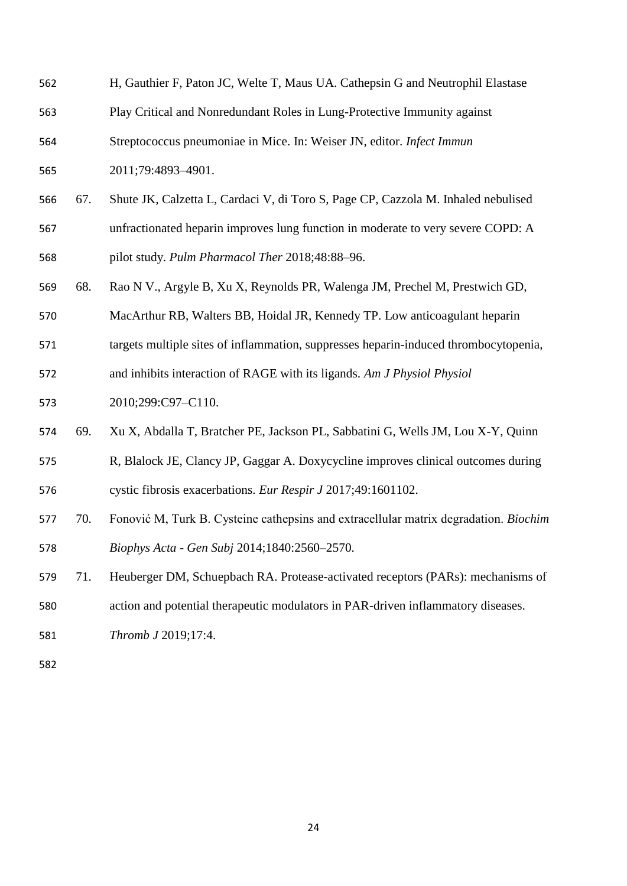H, Gauthier F, Paton JC, Welte T, Maus UA. Cathepsin G and Neutrophil Elastase Play Critical and Nonredundant Roles in Lung-Protective Immunity against Streptococcus pneumoniae in Mice. In: Weiser JN, editor. *Infect Immun* 2011;79:4893–4901.

67. Shute JK, Calzetta L, Cardaci V, di Toro S, Page CP, Cazzola M. Inhaled nebulised unfractionated heparin improves lung function in moderate to very severe COPD: A pilot study. *Pulm Pharmacol Ther* 2018;48:88–96.

68. Rao N V., Argyle B, Xu X, Reynolds PR, Walenga JM, Prechel M, Prestwich GD, MacArthur RB, Walters BB, Hoidal JR, Kennedy TP. Low anticoagulant heparin targets multiple sites of inflammation, suppresses heparin-induced thrombocytopenia, and inhibits interaction of RAGE with its ligands. *Am J Physiol Physiol* 2010;299:C97–C110.

69. Xu X, Abdalla T, Bratcher PE, Jackson PL, Sabbatini G, Wells JM, Lou X-Y, Quinn R, Blalock JE, Clancy JP, Gaggar A. Doxycycline improves clinical outcomes during cystic fibrosis exacerbations. *Eur Respir J* 2017;49:1601102.

70. Fonović M, Turk B. Cysteine cathepsins and extracellular matrix degradation. *Biochim Biophys Acta - Gen Subj* 2014;1840:2560–2570.

71. Heuberger DM, Schuepbach RA. Protease-activated receptors (PARs): mechanisms of action and potential therapeutic modulators in PAR-driven inflammatory diseases. *Thromb J* 2019;17:4.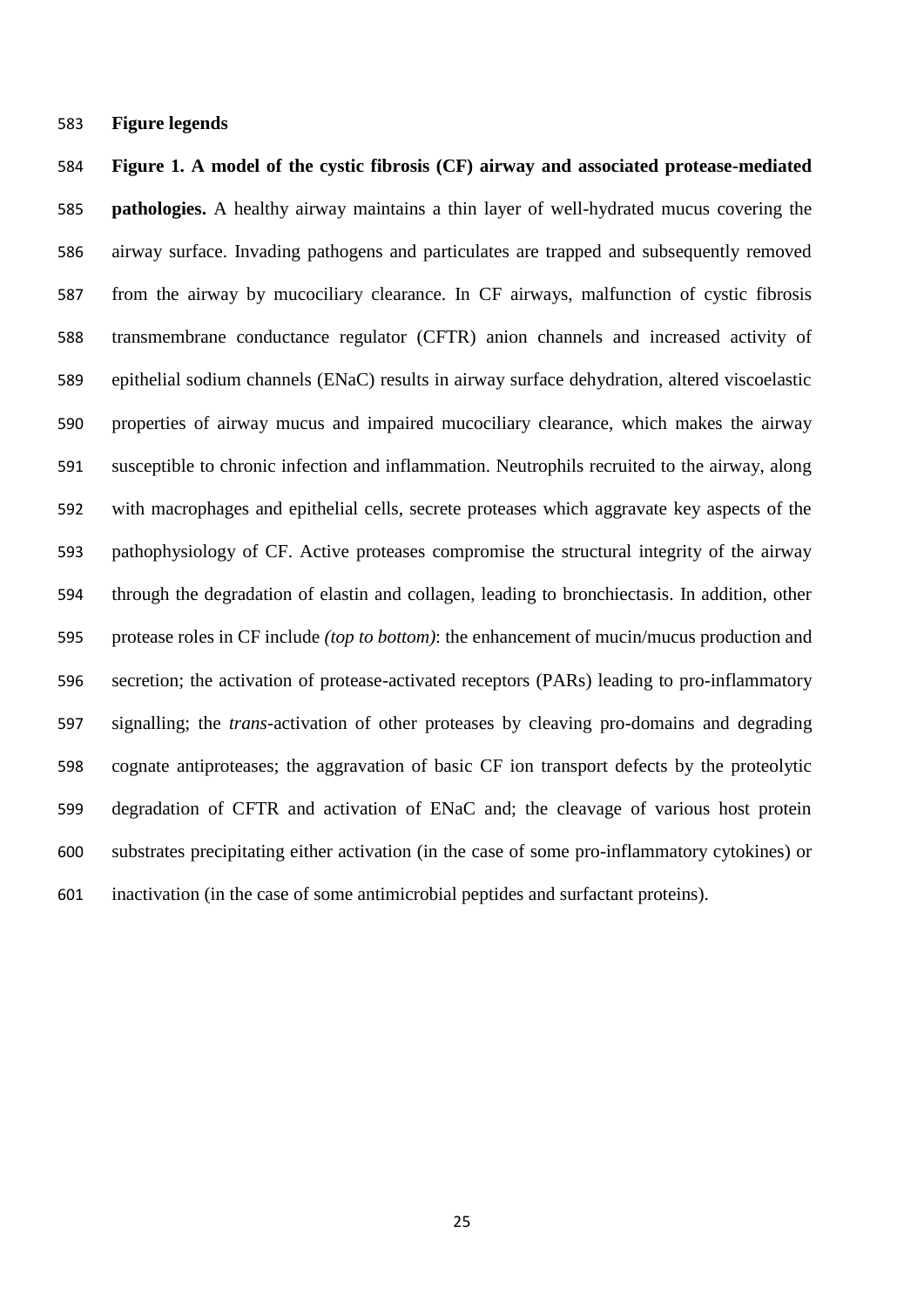## Figure legends

**Figure 1. A model of the cystic fibrosis (CF) airway and associated protease-mediated pathologies.** A healthy airway maintains a thin layer of well-hydrated mucus covering the airway surface. Invading pathogens and particulates are trapped and subsequently removed from the airway by mucociliary clearance. In CF airways, malfunction of cystic fibrosis transmembrane conductance regulator (CFTR) anion channels and increased activity of epithelial sodium channels (ENaC) results in airway surface dehydration, altered viscoelastic properties of airway mucus and impaired mucociliary clearance, which makes the airway susceptible to chronic infection and inflammation. Neutrophils recruited to the airway, along with macrophages and epithelial cells, secrete proteases which aggravate key aspects of the pathophysiology of CF. Active proteases compromise the structural integrity of the airway through the degradation of elastin and collagen, leading to bronchiectasis. In addition, other protease roles in CF include *(top to bottom)*: the enhancement of mucin/mucus production and secretion; the activation of protease-activated receptors (PARs) leading to pro-inflammatory signalling; the *trans*-activation of other proteases by cleaving pro-domains and degrading cognate antiproteases; the aggravation of basic CF ion transport defects by the proteolytic degradation of CFTR and activation of ENaC and; the cleavage of various host protein substrates precipitating either activation (in the case of some pro-inflammatory cytokines) or inactivation (in the case of some antimicrobial peptides and surfactant proteins).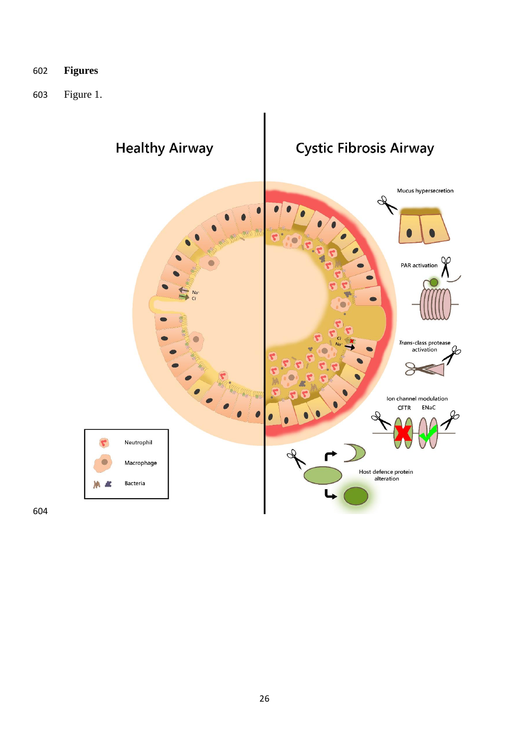**Figures**

Figure 1.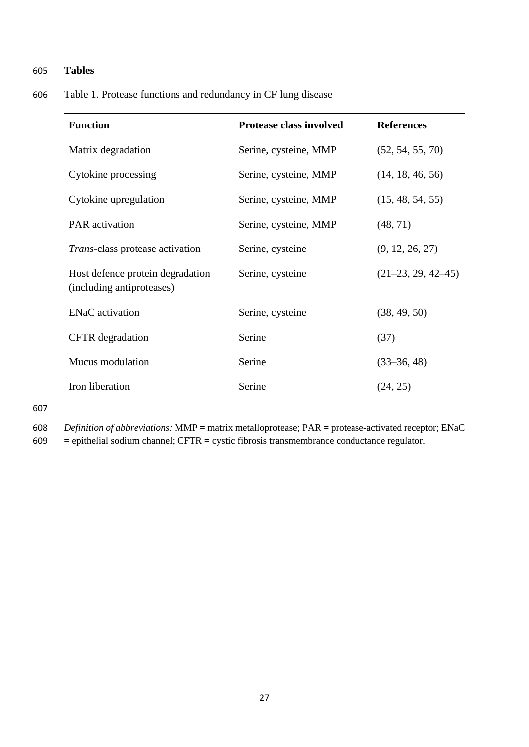## Tables

Table 1. Protease functions and redundancy in CF lung disease

| Function | Protease class involved | References |
|---|---|---|
| Matrix degradation | Serine, cysteine, MMP | (52, 54, 55, 70) |
| Cytokine processing | Serine, cysteine, MMP | (14, 18, 46, 56) |
| Cytokine upregulation | Serine, cysteine, MMP | (15, 48, 54, 55) |
| PAR activation | Serine, cysteine, MMP | (48, 71) |
| *Trans*-class protease activation | Serine, cysteine | (9, 12, 26, 27) |
| Host defence protein degradation (including antiproteases) | Serine, cysteine | (21–23, 29, 42–45) |
| ENaC activation | Serine, cysteine | (38, 49, 50) |
| CFTR degradation | Serine | (37) |
| Mucus modulation | Serine | (33–36, 48) |
| Iron liberation | Serine | (24, 25) |

*Definition of abbreviations:* MMP = matrix metalloprotease; PAR = protease-activated receptor; ENaC = epithelial sodium channel; CFTR = cystic fibrosis transmembrance conductance regulator.